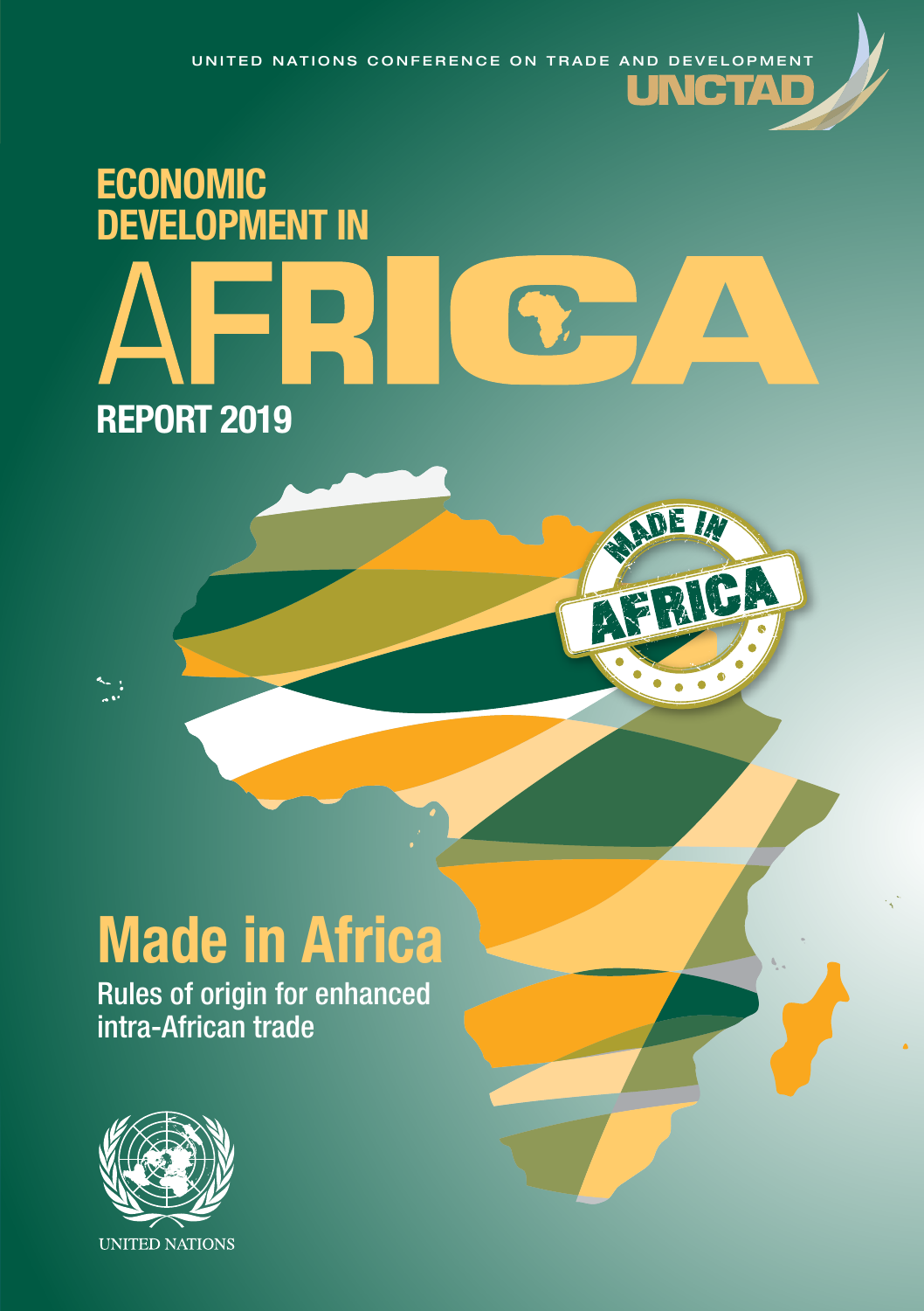UNITED NATIONS CONFERENCE ON TRADE AND DEVELOPMENT

UNCTAD

# ECONOMIC DEVELOPMENT IN AFRICA REPORT 2019

MADE IN AFRICA

## Made in Africa

### Rules of origin for enhanced intra-African trade

UNITED NATIONS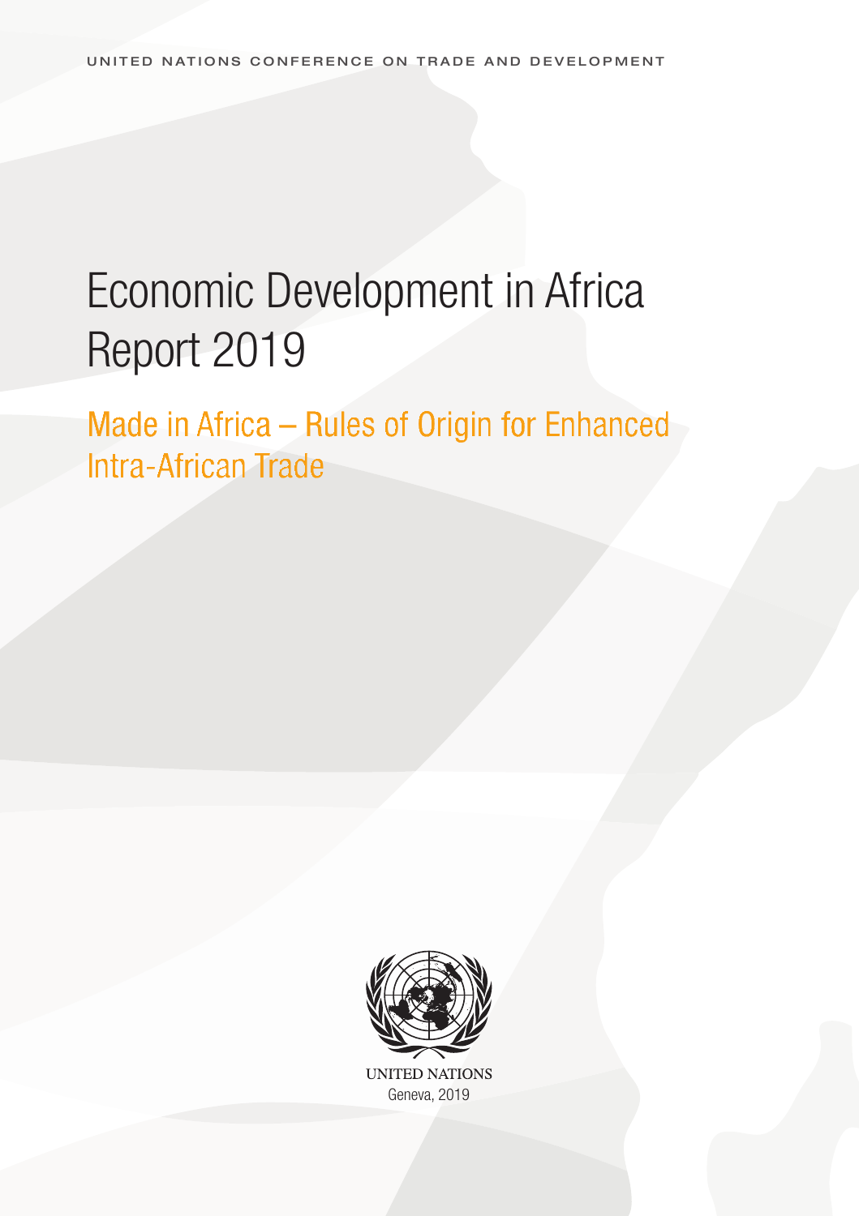UNITED NATIONS CONFERENCE ON TRADE AND DEVELOPMENT

# Economic Development in Africa Report 2019

## Made in Africa – Rules of Origin for Enhanced Intra-African Trade

UNITED NATIONS
Geneva, 2019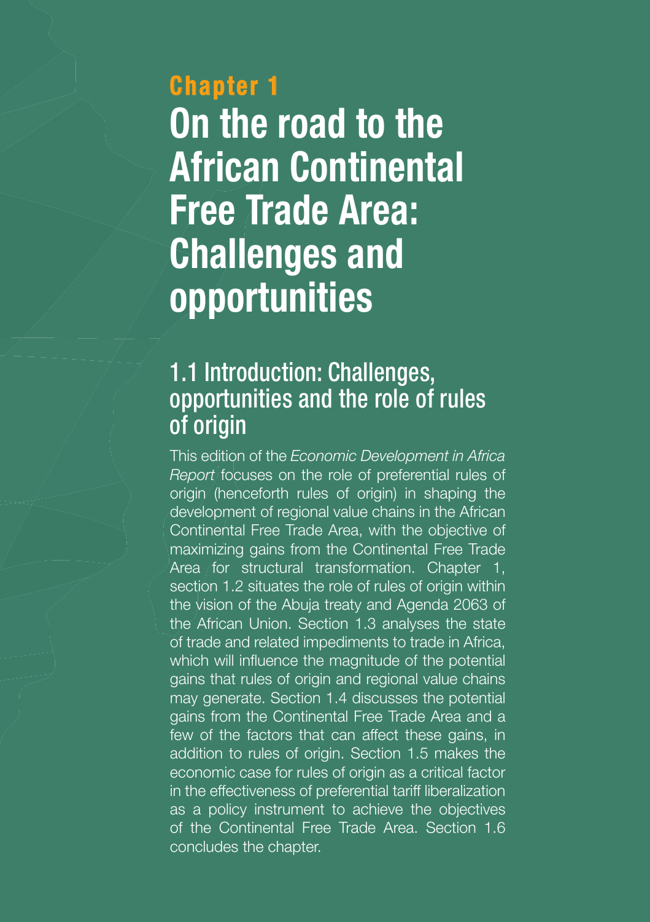# Chapter 1

# On the road to the African Continental Free Trade Area: Challenges and opportunities

## 1.1 Introduction: Challenges, opportunities and the role of rules of origin

This edition of the *Economic Development in Africa Report* focuses on the role of preferential rules of origin (henceforth rules of origin) in shaping the development of regional value chains in the African Continental Free Trade Area, with the objective of maximizing gains from the Continental Free Trade Area for structural transformation. Chapter 1, section 1.2 situates the role of rules of origin within the vision of the Abuja treaty and Agenda 2063 of the African Union. Section 1.3 analyses the state of trade and related impediments to trade in Africa, which will influence the magnitude of the potential gains that rules of origin and regional value chains may generate. Section 1.4 discusses the potential gains from the Continental Free Trade Area and a few of the factors that can affect these gains, in addition to rules of origin. Section 1.5 makes the economic case for rules of origin as a critical factor in the effectiveness of preferential tariff liberalization as a policy instrument to achieve the objectives of the Continental Free Trade Area. Section 1.6 concludes the chapter.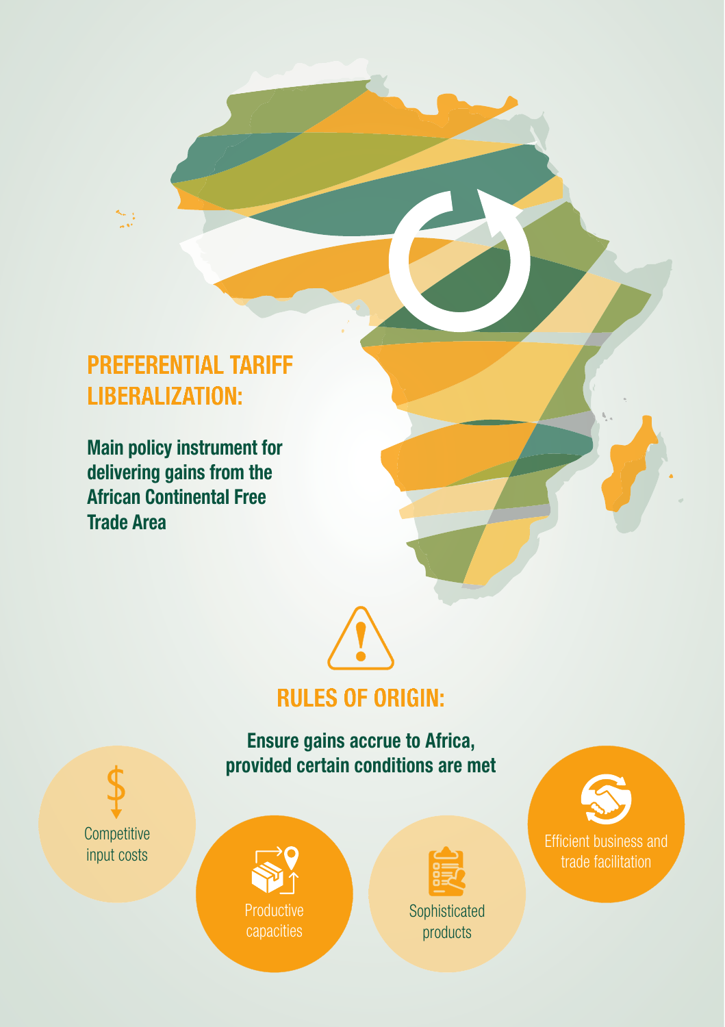## PREFERENTIAL TARIFF LIBERALIZATION:

**Main policy instrument for delivering gains from the African Continental Free Trade Area**

## RULES OF ORIGIN:

**Ensure gains accrue to Africa, provided certain conditions are met**

- Competitive input costs
- Productive capacities
- Sophisticated products
- Efficient business and trade facilitation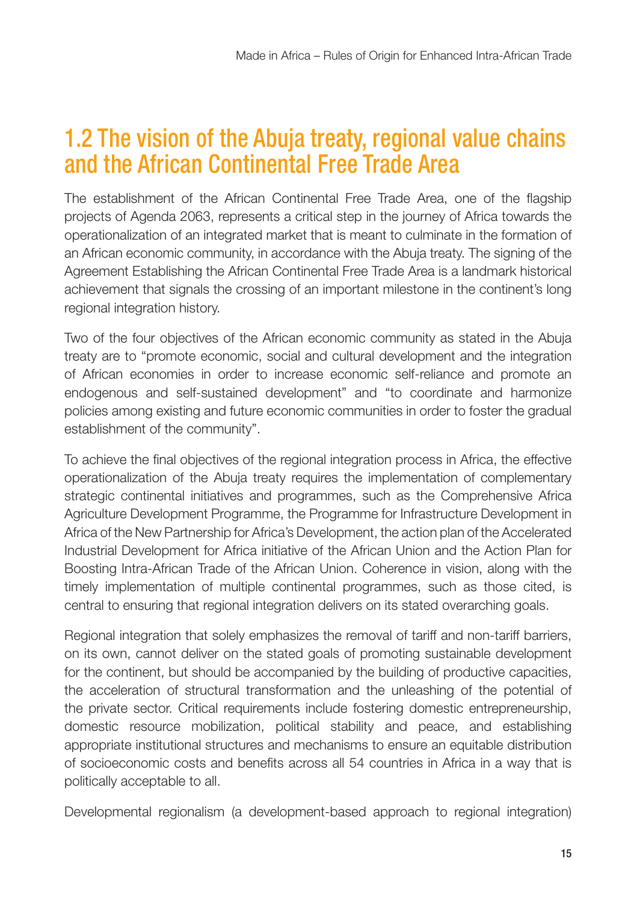## 1.2 The vision of the Abuja treaty, regional value chains and the African Continental Free Trade Area

The establishment of the African Continental Free Trade Area, one of the flagship projects of Agenda 2063, represents a critical step in the journey of Africa towards the operationalization of an integrated market that is meant to culminate in the formation of an African economic community, in accordance with the Abuja treaty. The signing of the Agreement Establishing the African Continental Free Trade Area is a landmark historical achievement that signals the crossing of an important milestone in the continent's long regional integration history.

Two of the four objectives of the African economic community as stated in the Abuja treaty are to "promote economic, social and cultural development and the integration of African economies in order to increase economic self-reliance and promote an endogenous and self-sustained development" and "to coordinate and harmonize policies among existing and future economic communities in order to foster the gradual establishment of the community".

To achieve the final objectives of the regional integration process in Africa, the effective operationalization of the Abuja treaty requires the implementation of complementary strategic continental initiatives and programmes, such as the Comprehensive Africa Agriculture Development Programme, the Programme for Infrastructure Development in Africa of the New Partnership for Africa's Development, the action plan of the Accelerated Industrial Development for Africa initiative of the African Union and the Action Plan for Boosting Intra-African Trade of the African Union. Coherence in vision, along with the timely implementation of multiple continental programmes, such as those cited, is central to ensuring that regional integration delivers on its stated overarching goals.

Regional integration that solely emphasizes the removal of tariff and non-tariff barriers, on its own, cannot deliver on the stated goals of promoting sustainable development for the continent, but should be accompanied by the building of productive capacities, the acceleration of structural transformation and the unleashing of the potential of the private sector. Critical requirements include fostering domestic entrepreneurship, domestic resource mobilization, political stability and peace, and establishing appropriate institutional structures and mechanisms to ensure an equitable distribution of socioeconomic costs and benefits across all 54 countries in Africa in a way that is politically acceptable to all.

Developmental regionalism (a development-based approach to regional integration)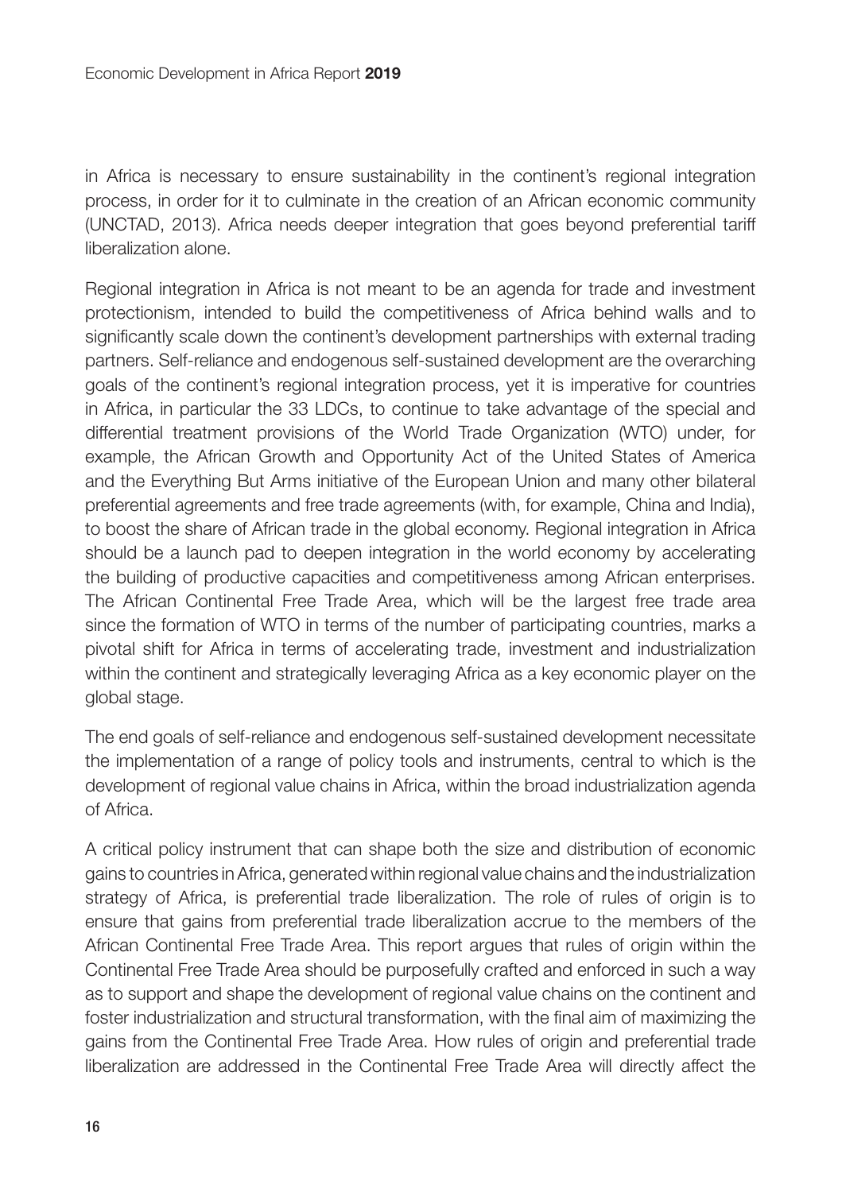in Africa is necessary to ensure sustainability in the continent's regional integration process, in order for it to culminate in the creation of an African economic community (UNCTAD, 2013). Africa needs deeper integration that goes beyond preferential tariff liberalization alone.

Regional integration in Africa is not meant to be an agenda for trade and investment protectionism, intended to build the competitiveness of Africa behind walls and to significantly scale down the continent's development partnerships with external trading partners. Self-reliance and endogenous self-sustained development are the overarching goals of the continent's regional integration process, yet it is imperative for countries in Africa, in particular the 33 LDCs, to continue to take advantage of the special and differential treatment provisions of the World Trade Organization (WTO) under, for example, the African Growth and Opportunity Act of the United States of America and the Everything But Arms initiative of the European Union and many other bilateral preferential agreements and free trade agreements (with, for example, China and India), to boost the share of African trade in the global economy. Regional integration in Africa should be a launch pad to deepen integration in the world economy by accelerating the building of productive capacities and competitiveness among African enterprises. The African Continental Free Trade Area, which will be the largest free trade area since the formation of WTO in terms of the number of participating countries, marks a pivotal shift for Africa in terms of accelerating trade, investment and industrialization within the continent and strategically leveraging Africa as a key economic player on the global stage.

The end goals of self-reliance and endogenous self-sustained development necessitate the implementation of a range of policy tools and instruments, central to which is the development of regional value chains in Africa, within the broad industrialization agenda of Africa.

A critical policy instrument that can shape both the size and distribution of economic gains to countries in Africa, generated within regional value chains and the industrialization strategy of Africa, is preferential trade liberalization. The role of rules of origin is to ensure that gains from preferential trade liberalization accrue to the members of the African Continental Free Trade Area. This report argues that rules of origin within the Continental Free Trade Area should be purposefully crafted and enforced in such a way as to support and shape the development of regional value chains on the continent and foster industrialization and structural transformation, with the final aim of maximizing the gains from the Continental Free Trade Area. How rules of origin and preferential trade liberalization are addressed in the Continental Free Trade Area will directly affect the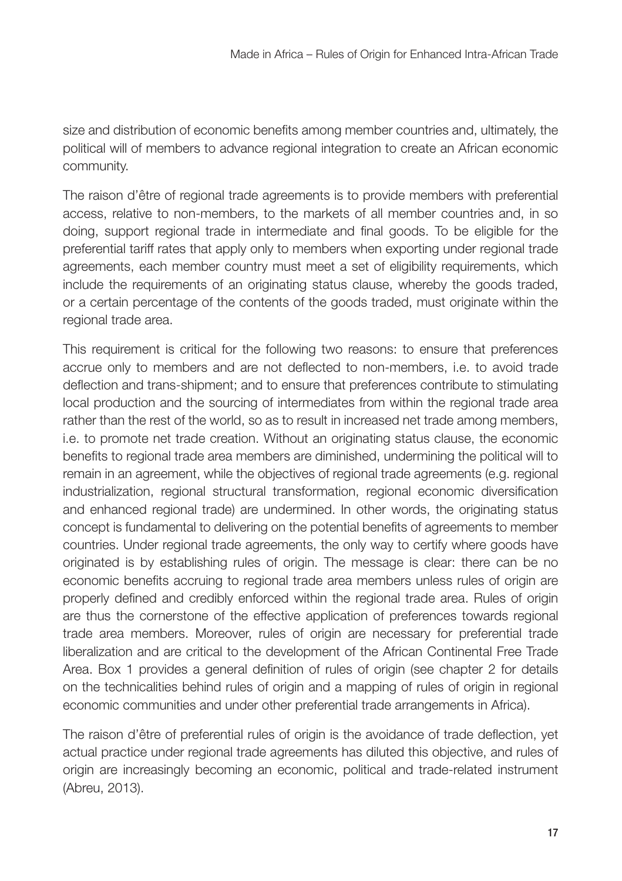size and distribution of economic benefits among member countries and, ultimately, the political will of members to advance regional integration to create an African economic community.

The raison d'être of regional trade agreements is to provide members with preferential access, relative to non-members, to the markets of all member countries and, in so doing, support regional trade in intermediate and final goods. To be eligible for the preferential tariff rates that apply only to members when exporting under regional trade agreements, each member country must meet a set of eligibility requirements, which include the requirements of an originating status clause, whereby the goods traded, or a certain percentage of the contents of the goods traded, must originate within the regional trade area.

This requirement is critical for the following two reasons: to ensure that preferences accrue only to members and are not deflected to non-members, i.e. to avoid trade deflection and trans-shipment; and to ensure that preferences contribute to stimulating local production and the sourcing of intermediates from within the regional trade area rather than the rest of the world, so as to result in increased net trade among members, i.e. to promote net trade creation. Without an originating status clause, the economic benefits to regional trade area members are diminished, undermining the political will to remain in an agreement, while the objectives of regional trade agreements (e.g. regional industrialization, regional structural transformation, regional economic diversification and enhanced regional trade) are undermined. In other words, the originating status concept is fundamental to delivering on the potential benefits of agreements to member countries. Under regional trade agreements, the only way to certify where goods have originated is by establishing rules of origin. The message is clear: there can be no economic benefits accruing to regional trade area members unless rules of origin are properly defined and credibly enforced within the regional trade area. Rules of origin are thus the cornerstone of the effective application of preferences towards regional trade area members. Moreover, rules of origin are necessary for preferential trade liberalization and are critical to the development of the African Continental Free Trade Area. Box 1 provides a general definition of rules of origin (see chapter 2 for details on the technicalities behind rules of origin and a mapping of rules of origin in regional economic communities and under other preferential trade arrangements in Africa).

The raison d'être of preferential rules of origin is the avoidance of trade deflection, yet actual practice under regional trade agreements has diluted this objective, and rules of origin are increasingly becoming an economic, political and trade-related instrument (Abreu, 2013).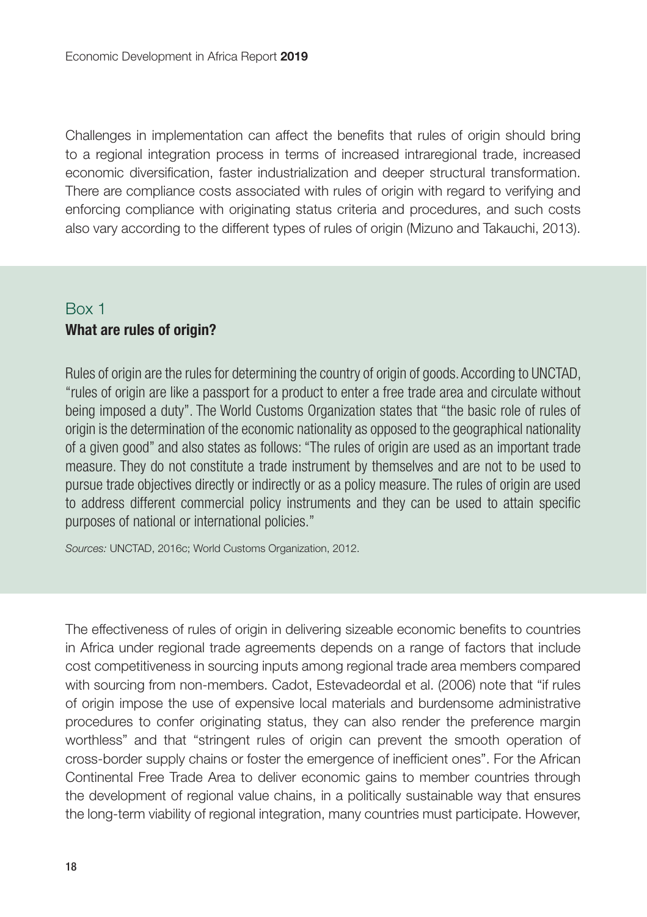Challenges in implementation can affect the benefits that rules of origin should bring to a regional integration process in terms of increased intraregional trade, increased economic diversification, faster industrialization and deeper structural transformation. There are compliance costs associated with rules of origin with regard to verifying and enforcing compliance with originating status criteria and procedures, and such costs also vary according to the different types of rules of origin (Mizuno and Takauchi, 2013).

### Box 1
**What are rules of origin?**

Rules of origin are the rules for determining the country of origin of goods. According to UNCTAD, "rules of origin are like a passport for a product to enter a free trade area and circulate without being imposed a duty". The World Customs Organization states that "the basic role of rules of origin is the determination of the economic nationality as opposed to the geographical nationality of a given good" and also states as follows: "The rules of origin are used as an important trade measure. They do not constitute a trade instrument by themselves and are not to be used to pursue trade objectives directly or indirectly or as a policy measure. The rules of origin are used to address different commercial policy instruments and they can be used to attain specific purposes of national or international policies."

*Sources:* UNCTAD, 2016c; World Customs Organization, 2012.

The effectiveness of rules of origin in delivering sizeable economic benefits to countries in Africa under regional trade agreements depends on a range of factors that include cost competitiveness in sourcing inputs among regional trade area members compared with sourcing from non-members. Cadot, Estevadeordal et al. (2006) note that "if rules of origin impose the use of expensive local materials and burdensome administrative procedures to confer originating status, they can also render the preference margin worthless" and that "stringent rules of origin can prevent the smooth operation of cross-border supply chains or foster the emergence of inefficient ones". For the African Continental Free Trade Area to deliver economic gains to member countries through the development of regional value chains, in a politically sustainable way that ensures the long-term viability of regional integration, many countries must participate. However,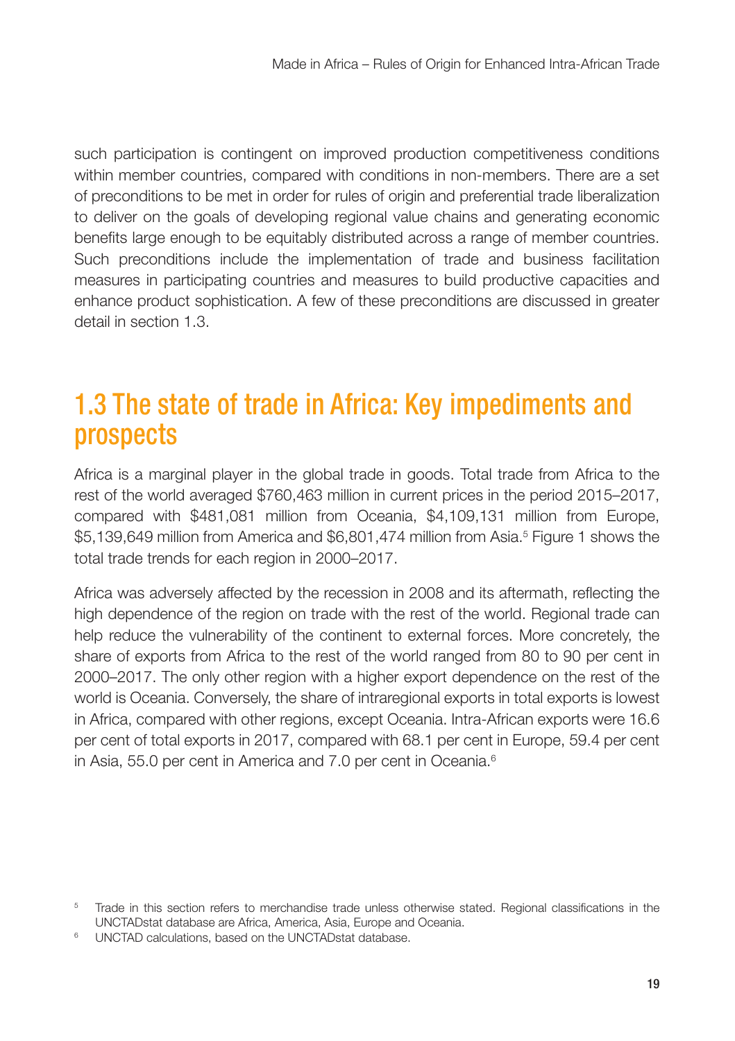such participation is contingent on improved production competitiveness conditions within member countries, compared with conditions in non-members. There are a set of preconditions to be met in order for rules of origin and preferential trade liberalization to deliver on the goals of developing regional value chains and generating economic benefits large enough to be equitably distributed across a range of member countries. Such preconditions include the implementation of trade and business facilitation measures in participating countries and measures to build productive capacities and enhance product sophistication. A few of these preconditions are discussed in greater detail in section 1.3.

## 1.3 The state of trade in Africa: Key impediments and prospects

Africa is a marginal player in the global trade in goods. Total trade from Africa to the rest of the world averaged $760,463 million in current prices in the period 2015–2017, compared with $481,081 million from Oceania, $4,109,131 million from Europe, $5,139,649 million from America and $6,801,474 million from Asia.[5] Figure 1 shows the total trade trends for each region in 2000–2017.

Africa was adversely affected by the recession in 2008 and its aftermath, reflecting the high dependence of the region on trade with the rest of the world. Regional trade can help reduce the vulnerability of the continent to external forces. More concretely, the share of exports from Africa to the rest of the world ranged from 80 to 90 per cent in 2000–2017. The only other region with a higher export dependence on the rest of the world is Oceania. Conversely, the share of intraregional exports in total exports is lowest in Africa, compared with other regions, except Oceania. Intra-African exports were 16.6 per cent of total exports in 2017, compared with 68.1 per cent in Europe, 59.4 per cent in Asia, 55.0 per cent in America and 7.0 per cent in Oceania.[6]

[5] Trade in this section refers to merchandise trade unless otherwise stated. Regional classifications in the UNCTADstat database are Africa, America, Asia, Europe and Oceania.

[6] UNCTAD calculations, based on the UNCTADstat database.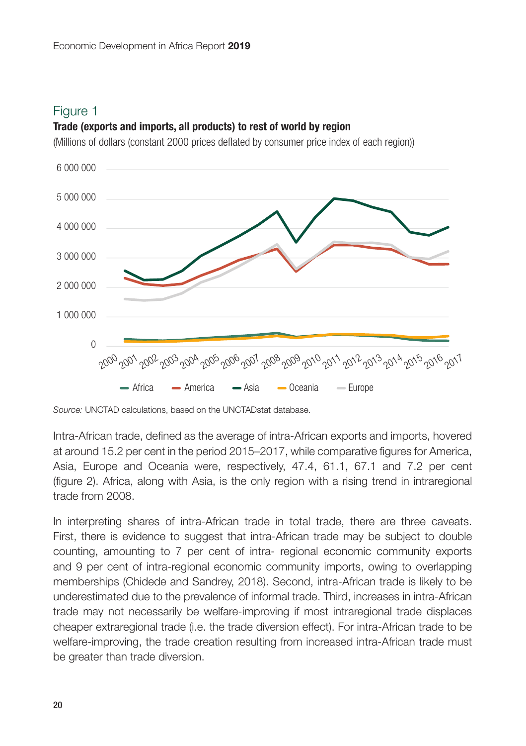## Figure 1

**Trade (exports and imports, all products) to rest of world by region**

(Millions of dollars (constant 2000 prices deflated by consumer price index of each region))

*Source:* UNCTAD calculations, based on the UNCTADstat database.

Intra-African trade, defined as the average of intra-African exports and imports, hovered at around 15.2 per cent in the period 2015–2017, while comparative figures for America, Asia, Europe and Oceania were, respectively, 47.4, 61.1, 67.1 and 7.2 per cent (figure 2). Africa, along with Asia, is the only region with a rising trend in intraregional trade from 2008.

In interpreting shares of intra-African trade in total trade, there are three caveats. First, there is evidence to suggest that intra-African trade may be subject to double counting, amounting to 7 per cent of intra- regional economic community exports and 9 per cent of intra-regional economic community imports, owing to overlapping memberships (Chidede and Sandrey, 2018). Second, intra-African trade is likely to be underestimated due to the prevalence of informal trade. Third, increases in intra-African trade may not necessarily be welfare-improving if most intraregional trade displaces cheaper extraregional trade (i.e. the trade diversion effect). For intra-African trade to be welfare-improving, the trade creation resulting from increased intra-African trade must be greater than trade diversion.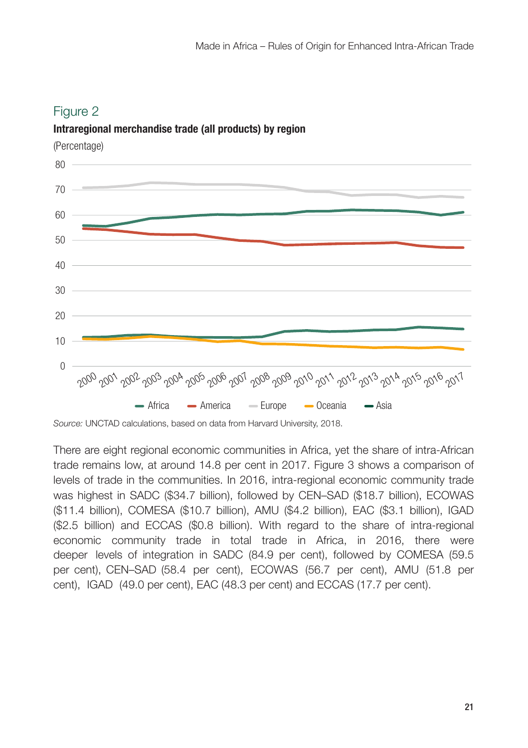Figure 2

**Intraregional merchandise trade (all products) by region**

(Percentage)

*Source:* UNCTAD calculations, based on data from Harvard University, 2018.

There are eight regional economic communities in Africa, yet the share of intra-African trade remains low, at around 14.8 per cent in 2017. Figure 3 shows a comparison of levels of trade in the communities. In 2016, intra-regional economic community trade was highest in SADC ($34.7 billion), followed by CEN–SAD ($18.7 billion), ECOWAS ($11.4 billion), COMESA ($10.7 billion), AMU ($4.2 billion), EAC ($3.1 billion), IGAD ($2.5 billion) and ECCAS ($0.8 billion). With regard to the share of intra-regional economic community trade in total trade in Africa, in 2016, there were deeper levels of integration in SADC (84.9 per cent), followed by COMESA (59.5 per cent), CEN–SAD (58.4 per cent), ECOWAS (56.7 per cent), AMU (51.8 per cent), IGAD (49.0 per cent), EAC (48.3 per cent) and ECCAS (17.7 per cent).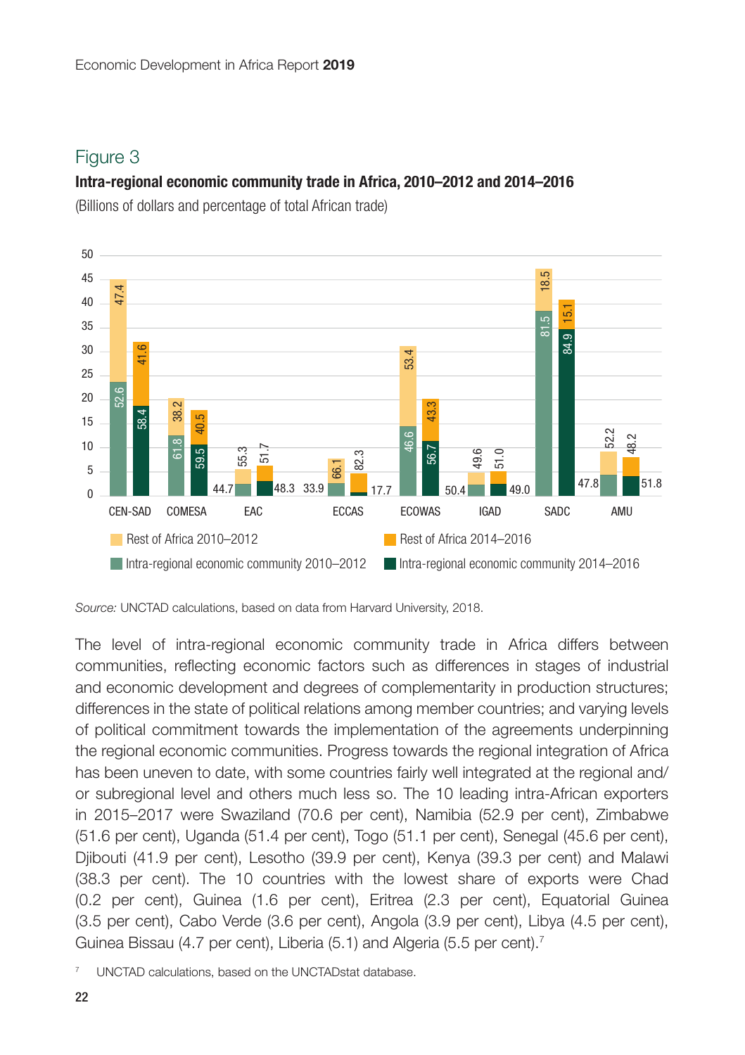## Figure 3

**Intra-regional economic community trade in Africa, 2010–2012 and 2014–2016**

(Billions of dollars and percentage of total African trade)

| | Intra-regional economic community 2010–2012 (%) | Rest of Africa 2010–2012 (%) | Intra-regional economic community 2014–2016 (%) | Rest of Africa 2014–2016 (%) |
|---|---|---|---|---|
| CEN-SAD | 52.6 | 47.4 | 58.4 | 41.6 |
| COMESA | 61.8 | 38.2 | 59.5 | 40.5 |
| EAC | 44.7 | 55.3 | 48.3 | 51.7 |
| ECCAS | 33.9 | 66.1 | 17.7 | 82.3 |
| ECOWAS | 46.6 | 53.4 | 56.7 | 43.3 |
| IGAD | 50.4 | 49.6 | 49.0 | 51.0 |
| SADC | 81.5 | 18.5 | 84.9 | 15.1 |
| AMU | 47.8 | 52.2 | 51.8 | 48.2 |

*Source:* UNCTAD calculations, based on data from Harvard University, 2018.

The level of intra-regional economic community trade in Africa differs between communities, reflecting economic factors such as differences in stages of industrial and economic development and degrees of complementarity in production structures; differences in the state of political relations among member countries; and varying levels of political commitment towards the implementation of the agreements underpinning the regional economic communities. Progress towards the regional integration of Africa has been uneven to date, with some countries fairly well integrated at the regional and/or subregional level and others much less so. The 10 leading intra-African exporters in 2015–2017 were Swaziland (70.6 per cent), Namibia (52.9 per cent), Zimbabwe (51.6 per cent), Uganda (51.4 per cent), Togo (51.1 per cent), Senegal (45.6 per cent), Djibouti (41.9 per cent), Lesotho (39.9 per cent), Kenya (39.3 per cent) and Malawi (38.3 per cent). The 10 countries with the lowest share of exports were Chad (0.2 per cent), Guinea (1.6 per cent), Eritrea (2.3 per cent), Equatorial Guinea (3.5 per cent), Cabo Verde (3.6 per cent), Angola (3.9 per cent), Libya (4.5 per cent), Guinea Bissau (4.7 per cent), Liberia (5.1) and Algeria (5.5 per cent).[7]

[7] UNCTAD calculations, based on the UNCTADstat database.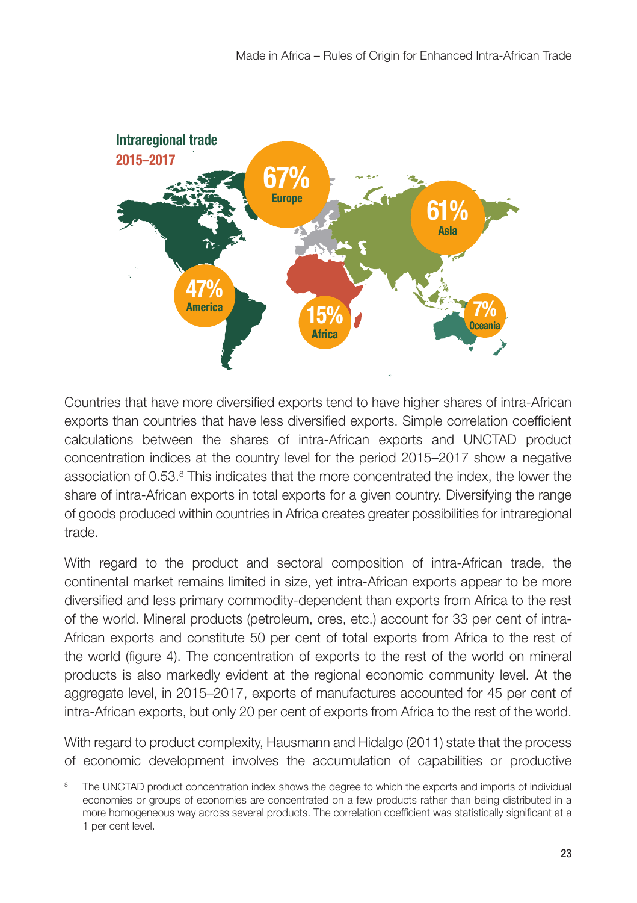**Intraregional trade**
**2015–2017**

- 67% Europe
- 61% Asia
- 47% America
- 15% Africa
- 7% Oceania

Countries that have more diversified exports tend to have higher shares of intra-African exports than countries that have less diversified exports. Simple correlation coefficient calculations between the shares of intra-African exports and UNCTAD product concentration indices at the country level for the period 2015–2017 show a negative association of 0.53.[8] This indicates that the more concentrated the index, the lower the share of intra-African exports in total exports for a given country. Diversifying the range of goods produced within countries in Africa creates greater possibilities for intraregional trade.

With regard to the product and sectoral composition of intra-African trade, the continental market remains limited in size, yet intra-African exports appear to be more diversified and less primary commodity-dependent than exports from Africa to the rest of the world. Mineral products (petroleum, ores, etc.) account for 33 per cent of intra-African exports and constitute 50 per cent of total exports from Africa to the rest of the world (figure 4). The concentration of exports to the rest of the world on mineral products is also markedly evident at the regional economic community level. At the aggregate level, in 2015–2017, exports of manufactures accounted for 45 per cent of intra-African exports, but only 20 per cent of exports from Africa to the rest of the world.

With regard to product complexity, Hausmann and Hidalgo (2011) state that the process of economic development involves the accumulation of capabilities or productive

[8] The UNCTAD product concentration index shows the degree to which the exports and imports of individual economies or groups of economies are concentrated on a few products rather than being distributed in a more homogeneous way across several products. The correlation coefficient was statistically significant at a 1 per cent level.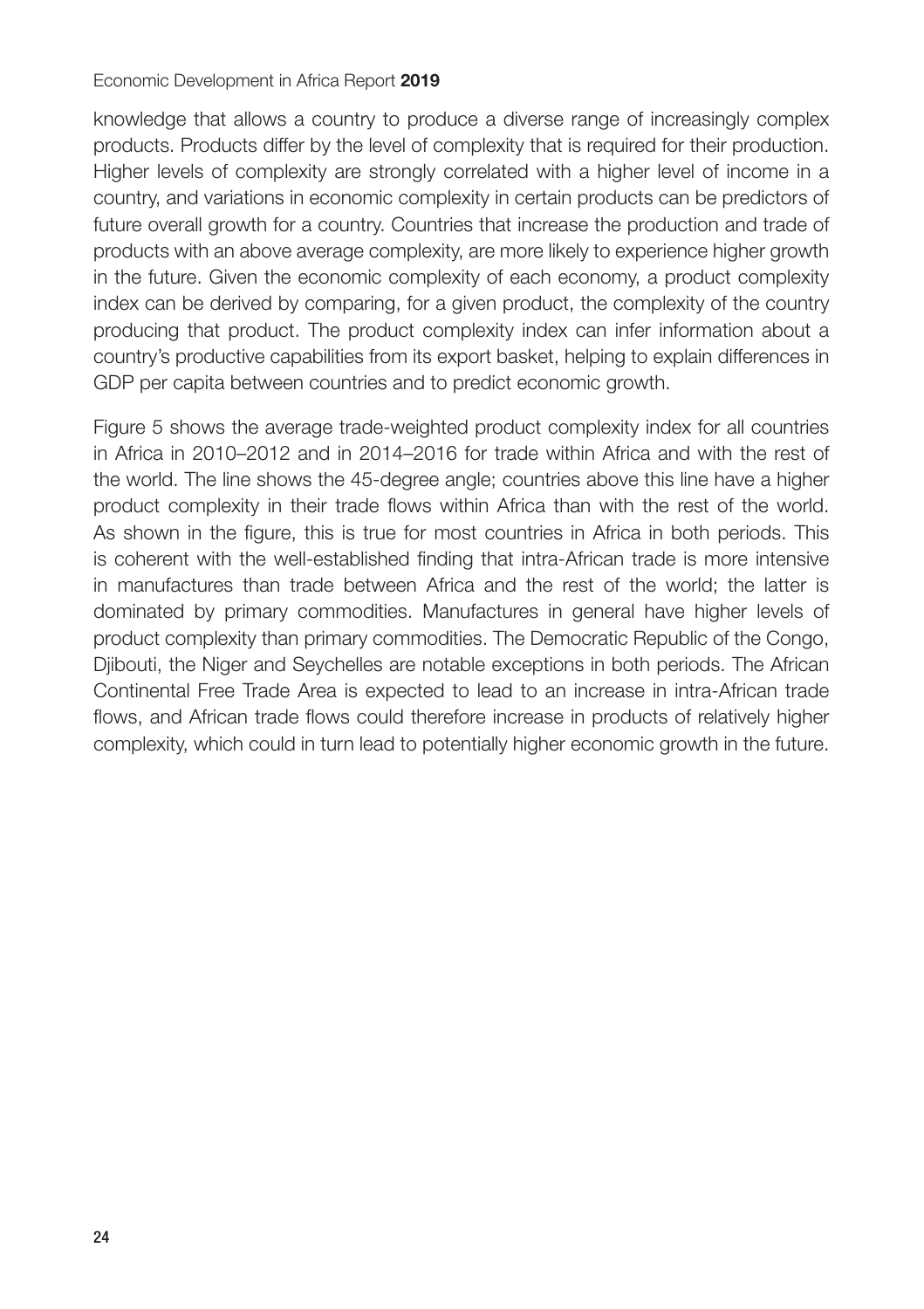knowledge that allows a country to produce a diverse range of increasingly complex products. Products differ by the level of complexity that is required for their production. Higher levels of complexity are strongly correlated with a higher level of income in a country, and variations in economic complexity in certain products can be predictors of future overall growth for a country. Countries that increase the production and trade of products with an above average complexity, are more likely to experience higher growth in the future. Given the economic complexity of each economy, a product complexity index can be derived by comparing, for a given product, the complexity of the country producing that product. The product complexity index can infer information about a country's productive capabilities from its export basket, helping to explain differences in GDP per capita between countries and to predict economic growth.

Figure 5 shows the average trade-weighted product complexity index for all countries in Africa in 2010–2012 and in 2014–2016 for trade within Africa and with the rest of the world. The line shows the 45-degree angle; countries above this line have a higher product complexity in their trade flows within Africa than with the rest of the world. As shown in the figure, this is true for most countries in Africa in both periods. This is coherent with the well-established finding that intra-African trade is more intensive in manufactures than trade between Africa and the rest of the world; the latter is dominated by primary commodities. Manufactures in general have higher levels of product complexity than primary commodities. The Democratic Republic of the Congo, Djibouti, the Niger and Seychelles are notable exceptions in both periods. The African Continental Free Trade Area is expected to lead to an increase in intra-African trade flows, and African trade flows could therefore increase in products of relatively higher complexity, which could in turn lead to potentially higher economic growth in the future.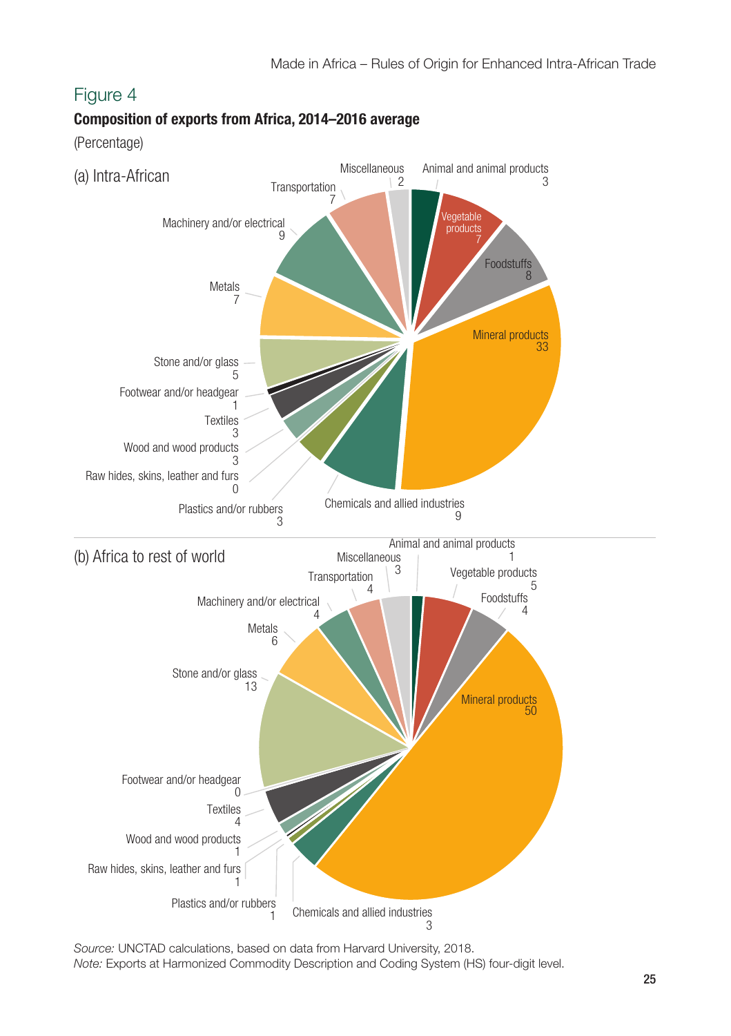## Figure 4

**Composition of exports from Africa, 2014–2016 average**

(Percentage)

(a) Intra-African

| Category | Percentage |
| --- | --- |
| Animal and animal products | 3 |
| Vegetable products | 7 |
| Foodstuffs | 8 |
| Mineral products | 33 |
| Chemicals and allied industries | 9 |
| Plastics and/or rubbers | 3 |
| Raw hides, skins, leather and furs | 0 |
| Wood and wood products | 3 |
| Textiles | 3 |
| Footwear and/or headgear | 1 |
| Stone and/or glass | 5 |
| Metals | 7 |
| Machinery and/or electrical | 9 |
| Transportation | 7 |
| Miscellaneous | 2 |

(b) Africa to rest of world

| Category | Percentage |
| --- | --- |
| Animal and animal products | 1 |
| Vegetable products | 5 |
| Foodstuffs | 4 |
| Mineral products | 50 |
| Chemicals and allied industries | 3 |
| Plastics and/or rubbers | 1 |
| Raw hides, skins, leather and furs | 1 |
| Wood and wood products | 1 |
| Textiles | 4 |
| Footwear and/or headgear | 0 |
| Stone and/or glass | 13 |
| Metals | 6 |
| Machinery and/or electrical | 4 |
| Transportation | 4 |
| Miscellaneous | 3 |

*Source:* UNCTAD calculations, based on data from Harvard University, 2018.
*Note:* Exports at Harmonized Commodity Description and Coding System (HS) four-digit level.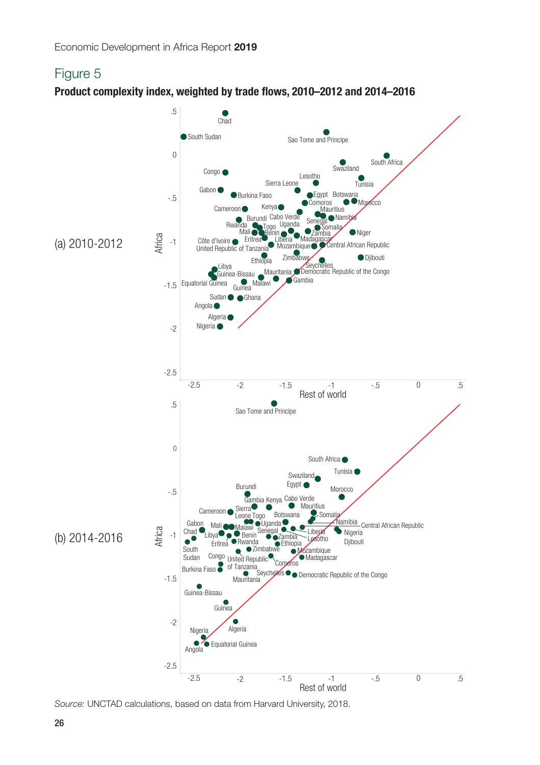## Figure 5

**Product complexity index, weighted by trade flows, 2010–2012 and 2014–2016**

(a) 2010-2012

(b) 2014-2016

*Source:* UNCTAD calculations, based on data from Harvard University, 2018.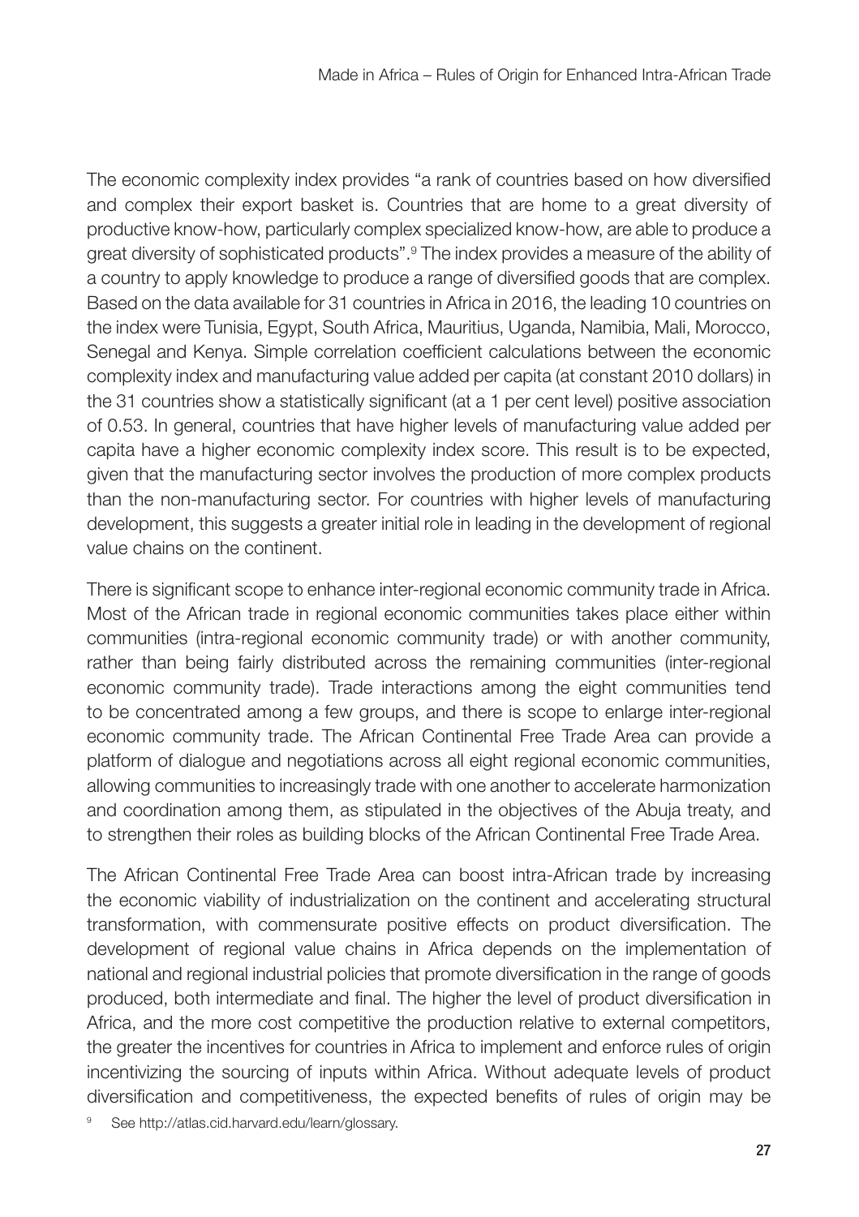The economic complexity index provides "a rank of countries based on how diversified and complex their export basket is. Countries that are home to a great diversity of productive know-how, particularly complex specialized know-how, are able to produce a great diversity of sophisticated products".[9] The index provides a measure of the ability of a country to apply knowledge to produce a range of diversified goods that are complex. Based on the data available for 31 countries in Africa in 2016, the leading 10 countries on the index were Tunisia, Egypt, South Africa, Mauritius, Uganda, Namibia, Mali, Morocco, Senegal and Kenya. Simple correlation coefficient calculations between the economic complexity index and manufacturing value added per capita (at constant 2010 dollars) in the 31 countries show a statistically significant (at a 1 per cent level) positive association of 0.53. In general, countries that have higher levels of manufacturing value added per capita have a higher economic complexity index score. This result is to be expected, given that the manufacturing sector involves the production of more complex products than the non-manufacturing sector. For countries with higher levels of manufacturing development, this suggests a greater initial role in leading in the development of regional value chains on the continent.

There is significant scope to enhance inter-regional economic community trade in Africa. Most of the African trade in regional economic communities takes place either within communities (intra-regional economic community trade) or with another community, rather than being fairly distributed across the remaining communities (inter-regional economic community trade). Trade interactions among the eight communities tend to be concentrated among a few groups, and there is scope to enlarge inter-regional economic community trade. The African Continental Free Trade Area can provide a platform of dialogue and negotiations across all eight regional economic communities, allowing communities to increasingly trade with one another to accelerate harmonization and coordination among them, as stipulated in the objectives of the Abuja treaty, and to strengthen their roles as building blocks of the African Continental Free Trade Area.

The African Continental Free Trade Area can boost intra-African trade by increasing the economic viability of industrialization on the continent and accelerating structural transformation, with commensurate positive effects on product diversification. The development of regional value chains in Africa depends on the implementation of national and regional industrial policies that promote diversification in the range of goods produced, both intermediate and final. The higher the level of product diversification in Africa, and the more cost competitive the production relative to external competitors, the greater the incentives for countries in Africa to implement and enforce rules of origin incentivizing the sourcing of inputs within Africa. Without adequate levels of product diversification and competitiveness, the expected benefits of rules of origin may be

[9] See http://atlas.cid.harvard.edu/learn/glossary.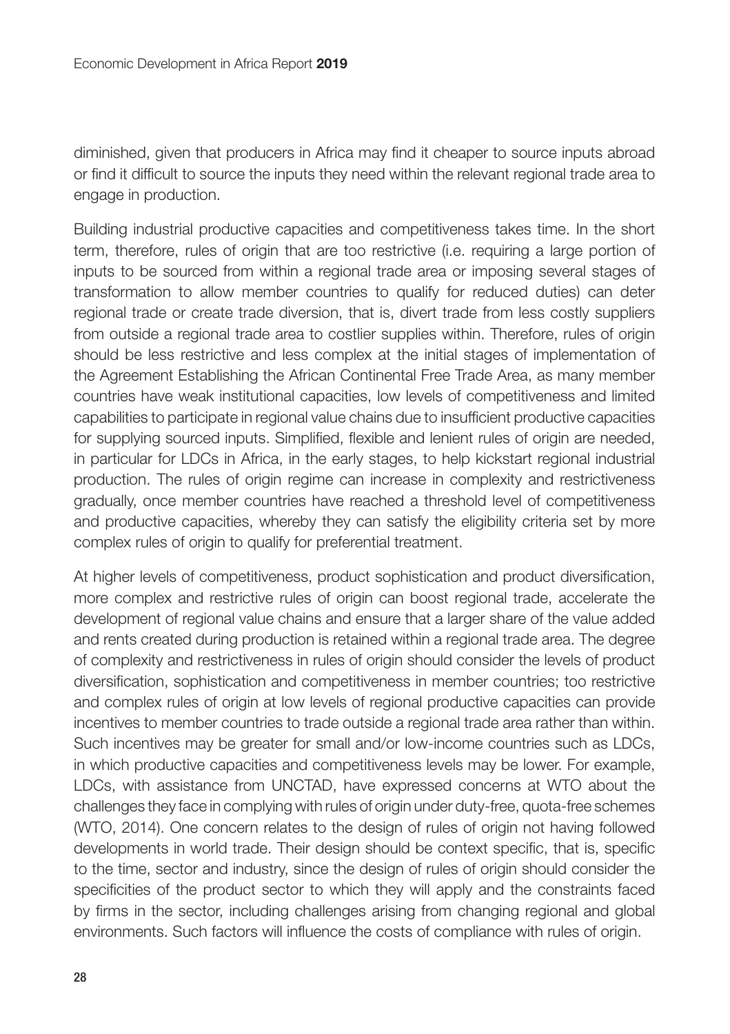diminished, given that producers in Africa may find it cheaper to source inputs abroad or find it difficult to source the inputs they need within the relevant regional trade area to engage in production.

Building industrial productive capacities and competitiveness takes time. In the short term, therefore, rules of origin that are too restrictive (i.e. requiring a large portion of inputs to be sourced from within a regional trade area or imposing several stages of transformation to allow member countries to qualify for reduced duties) can deter regional trade or create trade diversion, that is, divert trade from less costly suppliers from outside a regional trade area to costlier supplies within. Therefore, rules of origin should be less restrictive and less complex at the initial stages of implementation of the Agreement Establishing the African Continental Free Trade Area, as many member countries have weak institutional capacities, low levels of competitiveness and limited capabilities to participate in regional value chains due to insufficient productive capacities for supplying sourced inputs. Simplified, flexible and lenient rules of origin are needed, in particular for LDCs in Africa, in the early stages, to help kickstart regional industrial production. The rules of origin regime can increase in complexity and restrictiveness gradually, once member countries have reached a threshold level of competitiveness and productive capacities, whereby they can satisfy the eligibility criteria set by more complex rules of origin to qualify for preferential treatment.

At higher levels of competitiveness, product sophistication and product diversification, more complex and restrictive rules of origin can boost regional trade, accelerate the development of regional value chains and ensure that a larger share of the value added and rents created during production is retained within a regional trade area. The degree of complexity and restrictiveness in rules of origin should consider the levels of product diversification, sophistication and competitiveness in member countries; too restrictive and complex rules of origin at low levels of regional productive capacities can provide incentives to member countries to trade outside a regional trade area rather than within. Such incentives may be greater for small and/or low-income countries such as LDCs, in which productive capacities and competitiveness levels may be lower. For example, LDCs, with assistance from UNCTAD, have expressed concerns at WTO about the challenges they face in complying with rules of origin under duty-free, quota-free schemes (WTO, 2014). One concern relates to the design of rules of origin not having followed developments in world trade. Their design should be context specific, that is, specific to the time, sector and industry, since the design of rules of origin should consider the specificities of the product sector to which they will apply and the constraints faced by firms in the sector, including challenges arising from changing regional and global environments. Such factors will influence the costs of compliance with rules of origin.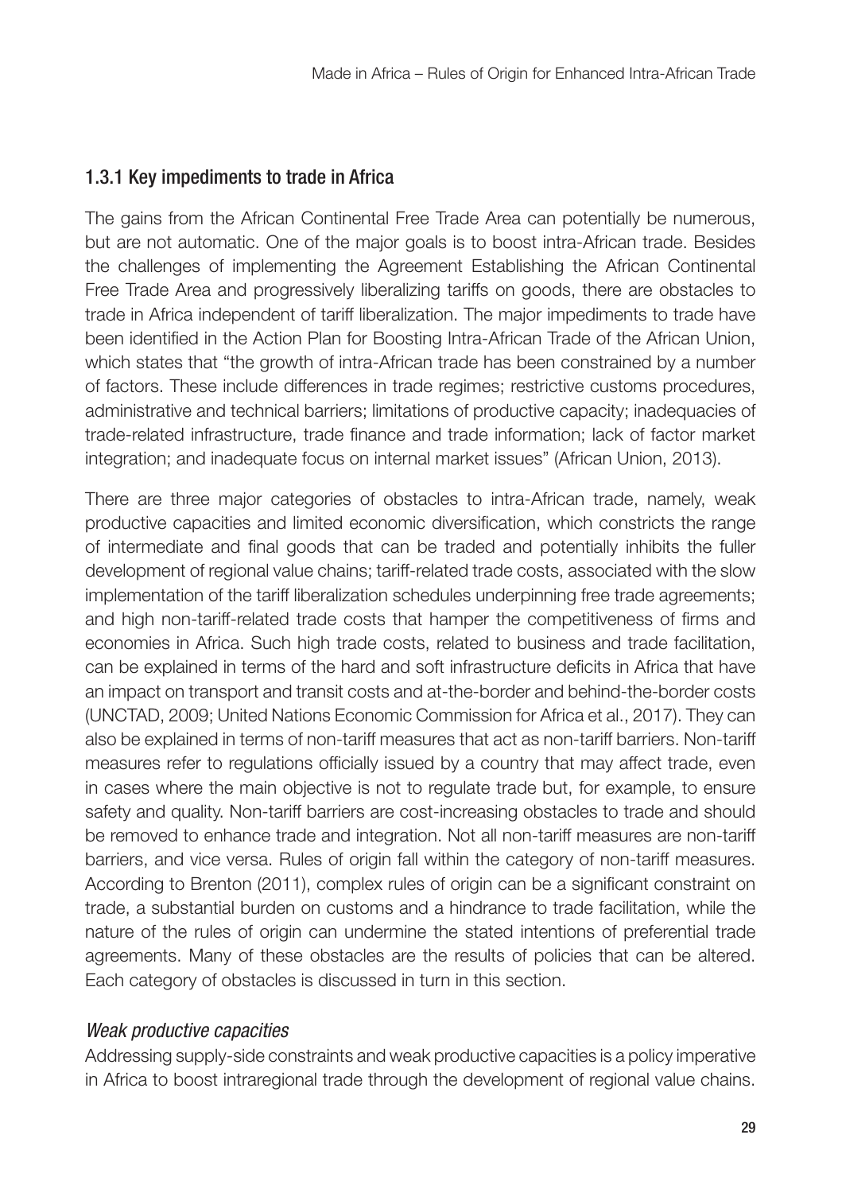### 1.3.1 Key impediments to trade in Africa

The gains from the African Continental Free Trade Area can potentially be numerous, but are not automatic. One of the major goals is to boost intra-African trade. Besides the challenges of implementing the Agreement Establishing the African Continental Free Trade Area and progressively liberalizing tariffs on goods, there are obstacles to trade in Africa independent of tariff liberalization. The major impediments to trade have been identified in the Action Plan for Boosting Intra-African Trade of the African Union, which states that "the growth of intra-African trade has been constrained by a number of factors. These include differences in trade regimes; restrictive customs procedures, administrative and technical barriers; limitations of productive capacity; inadequacies of trade-related infrastructure, trade finance and trade information; lack of factor market integration; and inadequate focus on internal market issues" (African Union, 2013).

There are three major categories of obstacles to intra-African trade, namely, weak productive capacities and limited economic diversification, which constricts the range of intermediate and final goods that can be traded and potentially inhibits the fuller development of regional value chains; tariff-related trade costs, associated with the slow implementation of the tariff liberalization schedules underpinning free trade agreements; and high non-tariff-related trade costs that hamper the competitiveness of firms and economies in Africa. Such high trade costs, related to business and trade facilitation, can be explained in terms of the hard and soft infrastructure deficits in Africa that have an impact on transport and transit costs and at-the-border and behind-the-border costs (UNCTAD, 2009; United Nations Economic Commission for Africa et al., 2017). They can also be explained in terms of non-tariff measures that act as non-tariff barriers. Non-tariff measures refer to regulations officially issued by a country that may affect trade, even in cases where the main objective is not to regulate trade but, for example, to ensure safety and quality. Non-tariff barriers are cost-increasing obstacles to trade and should be removed to enhance trade and integration. Not all non-tariff measures are non-tariff barriers, and vice versa. Rules of origin fall within the category of non-tariff measures. According to Brenton (2011), complex rules of origin can be a significant constraint on trade, a substantial burden on customs and a hindrance to trade facilitation, while the nature of the rules of origin can undermine the stated intentions of preferential trade agreements. Many of these obstacles are the results of policies that can be altered. Each category of obstacles is discussed in turn in this section.

#### *Weak productive capacities*

Addressing supply-side constraints and weak productive capacities is a policy imperative in Africa to boost intraregional trade through the development of regional value chains.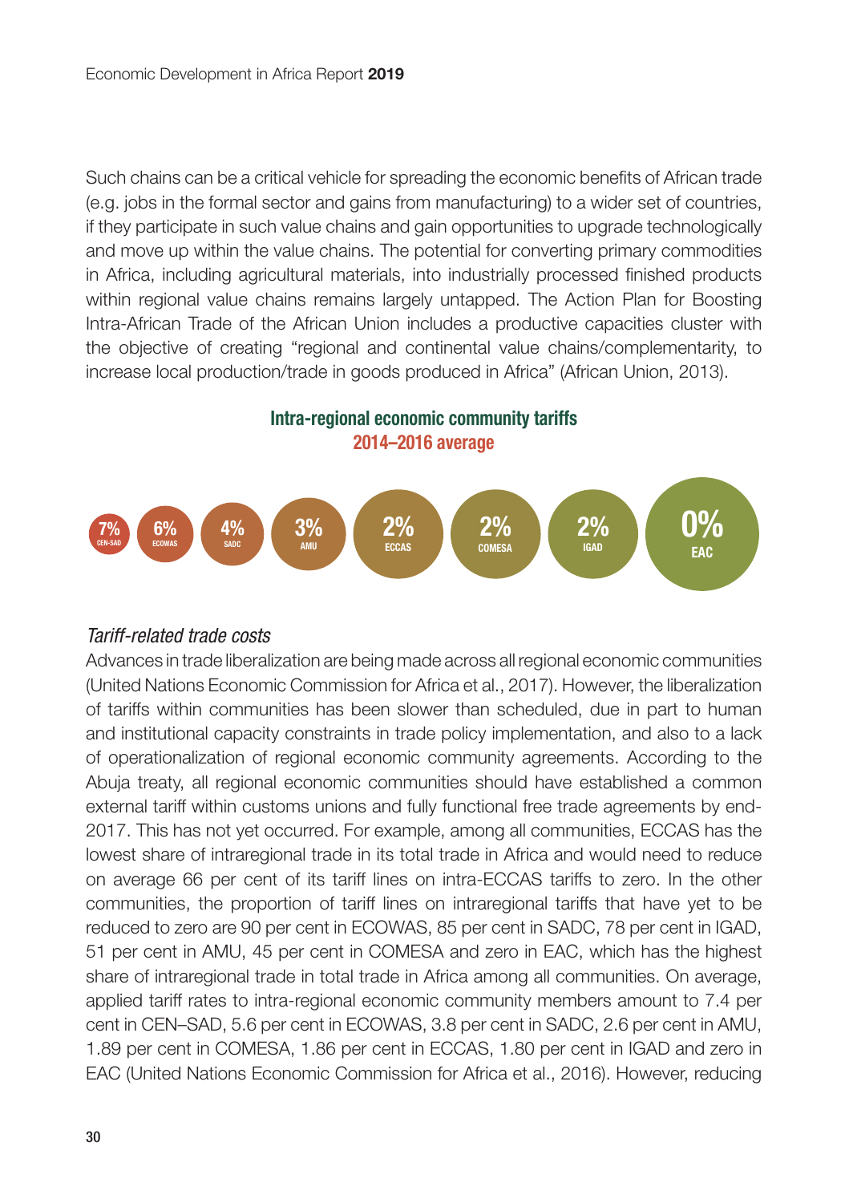Such chains can be a critical vehicle for spreading the economic benefits of African trade (e.g. jobs in the formal sector and gains from manufacturing) to a wider set of countries, if they participate in such value chains and gain opportunities to upgrade technologically and move up within the value chains. The potential for converting primary commodities in Africa, including agricultural materials, into industrially processed finished products within regional value chains remains largely untapped. The Action Plan for Boosting Intra-African Trade of the African Union includes a productive capacities cluster with the objective of creating "regional and continental value chains/complementarity, to increase local production/trade in goods produced in Africa" (African Union, 2013).

**Intra-regional economic community tariffs**
**2014–2016 average**

| CEN-SAD | ECOWAS | SADC | AMU | ECCAS | COMESA | IGAD | EAC |
|---|---|---|---|---|---|---|---|
| 7% | 6% | 4% | 3% | 2% | 2% | 2% | 0% |

*Tariff-related trade costs*

Advances in trade liberalization are being made across all regional economic communities (United Nations Economic Commission for Africa et al., 2017). However, the liberalization of tariffs within communities has been slower than scheduled, due in part to human and institutional capacity constraints in trade policy implementation, and also to a lack of operationalization of regional economic community agreements. According to the Abuja treaty, all regional economic communities should have established a common external tariff within customs unions and fully functional free trade agreements by end-2017. This has not yet occurred. For example, among all communities, ECCAS has the lowest share of intraregional trade in its total trade in Africa and would need to reduce on average 66 per cent of its tariff lines on intra-ECCAS tariffs to zero. In the other communities, the proportion of tariff lines on intraregional tariffs that have yet to be reduced to zero are 90 per cent in ECOWAS, 85 per cent in SADC, 78 per cent in IGAD, 51 per cent in AMU, 45 per cent in COMESA and zero in EAC, which has the highest share of intraregional trade in total trade in Africa among all communities. On average, applied tariff rates to intra-regional economic community members amount to 7.4 per cent in CEN–SAD, 5.6 per cent in ECOWAS, 3.8 per cent in SADC, 2.6 per cent in AMU, 1.89 per cent in COMESA, 1.86 per cent in ECCAS, 1.80 per cent in IGAD and zero in EAC (United Nations Economic Commission for Africa et al., 2016). However, reducing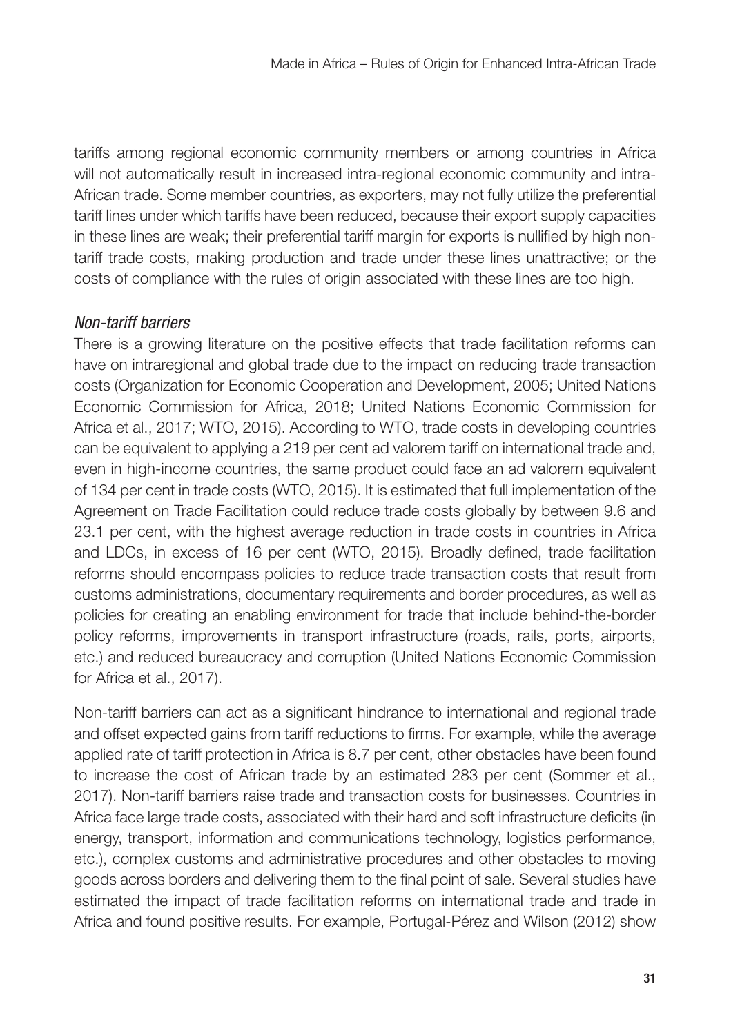tariffs among regional economic community members or among countries in Africa will not automatically result in increased intra-regional economic community and intra-African trade. Some member countries, as exporters, may not fully utilize the preferential tariff lines under which tariffs have been reduced, because their export supply capacities in these lines are weak; their preferential tariff margin for exports is nullified by high non-tariff trade costs, making production and trade under these lines unattractive; or the costs of compliance with the rules of origin associated with these lines are too high.

*Non-tariff barriers*

There is a growing literature on the positive effects that trade facilitation reforms can have on intraregional and global trade due to the impact on reducing trade transaction costs (Organization for Economic Cooperation and Development, 2005; United Nations Economic Commission for Africa, 2018; United Nations Economic Commission for Africa et al., 2017; WTO, 2015). According to WTO, trade costs in developing countries can be equivalent to applying a 219 per cent ad valorem tariff on international trade and, even in high-income countries, the same product could face an ad valorem equivalent of 134 per cent in trade costs (WTO, 2015). It is estimated that full implementation of the Agreement on Trade Facilitation could reduce trade costs globally by between 9.6 and 23.1 per cent, with the highest average reduction in trade costs in countries in Africa and LDCs, in excess of 16 per cent (WTO, 2015). Broadly defined, trade facilitation reforms should encompass policies to reduce trade transaction costs that result from customs administrations, documentary requirements and border procedures, as well as policies for creating an enabling environment for trade that include behind-the-border policy reforms, improvements in transport infrastructure (roads, rails, ports, airports, etc.) and reduced bureaucracy and corruption (United Nations Economic Commission for Africa et al., 2017).

Non-tariff barriers can act as a significant hindrance to international and regional trade and offset expected gains from tariff reductions to firms. For example, while the average applied rate of tariff protection in Africa is 8.7 per cent, other obstacles have been found to increase the cost of African trade by an estimated 283 per cent (Sommer et al., 2017). Non-tariff barriers raise trade and transaction costs for businesses. Countries in Africa face large trade costs, associated with their hard and soft infrastructure deficits (in energy, transport, information and communications technology, logistics performance, etc.), complex customs and administrative procedures and other obstacles to moving goods across borders and delivering them to the final point of sale. Several studies have estimated the impact of trade facilitation reforms on international trade and trade in Africa and found positive results. For example, Portugal-Pérez and Wilson (2012) show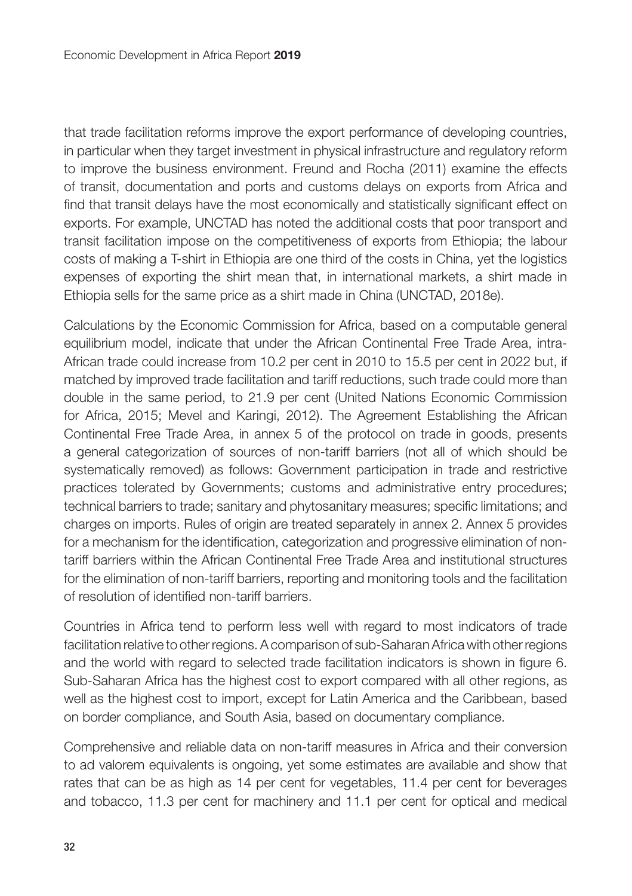that trade facilitation reforms improve the export performance of developing countries, in particular when they target investment in physical infrastructure and regulatory reform to improve the business environment. Freund and Rocha (2011) examine the effects of transit, documentation and ports and customs delays on exports from Africa and find that transit delays have the most economically and statistically significant effect on exports. For example, UNCTAD has noted the additional costs that poor transport and transit facilitation impose on the competitiveness of exports from Ethiopia; the labour costs of making a T-shirt in Ethiopia are one third of the costs in China, yet the logistics expenses of exporting the shirt mean that, in international markets, a shirt made in Ethiopia sells for the same price as a shirt made in China (UNCTAD, 2018e).

Calculations by the Economic Commission for Africa, based on a computable general equilibrium model, indicate that under the African Continental Free Trade Area, intra-African trade could increase from 10.2 per cent in 2010 to 15.5 per cent in 2022 but, if matched by improved trade facilitation and tariff reductions, such trade could more than double in the same period, to 21.9 per cent (United Nations Economic Commission for Africa, 2015; Mevel and Karingi, 2012). The Agreement Establishing the African Continental Free Trade Area, in annex 5 of the protocol on trade in goods, presents a general categorization of sources of non-tariff barriers (not all of which should be systematically removed) as follows: Government participation in trade and restrictive practices tolerated by Governments; customs and administrative entry procedures; technical barriers to trade; sanitary and phytosanitary measures; specific limitations; and charges on imports. Rules of origin are treated separately in annex 2. Annex 5 provides for a mechanism for the identification, categorization and progressive elimination of non-tariff barriers within the African Continental Free Trade Area and institutional structures for the elimination of non-tariff barriers, reporting and monitoring tools and the facilitation of resolution of identified non-tariff barriers.

Countries in Africa tend to perform less well with regard to most indicators of trade facilitation relative to other regions. A comparison of sub-Saharan Africa with other regions and the world with regard to selected trade facilitation indicators is shown in figure 6. Sub-Saharan Africa has the highest cost to export compared with all other regions, as well as the highest cost to import, except for Latin America and the Caribbean, based on border compliance, and South Asia, based on documentary compliance.

Comprehensive and reliable data on non-tariff measures in Africa and their conversion to ad valorem equivalents is ongoing, yet some estimates are available and show that rates that can be as high as 14 per cent for vegetables, 11.4 per cent for beverages and tobacco, 11.3 per cent for machinery and 11.1 per cent for optical and medical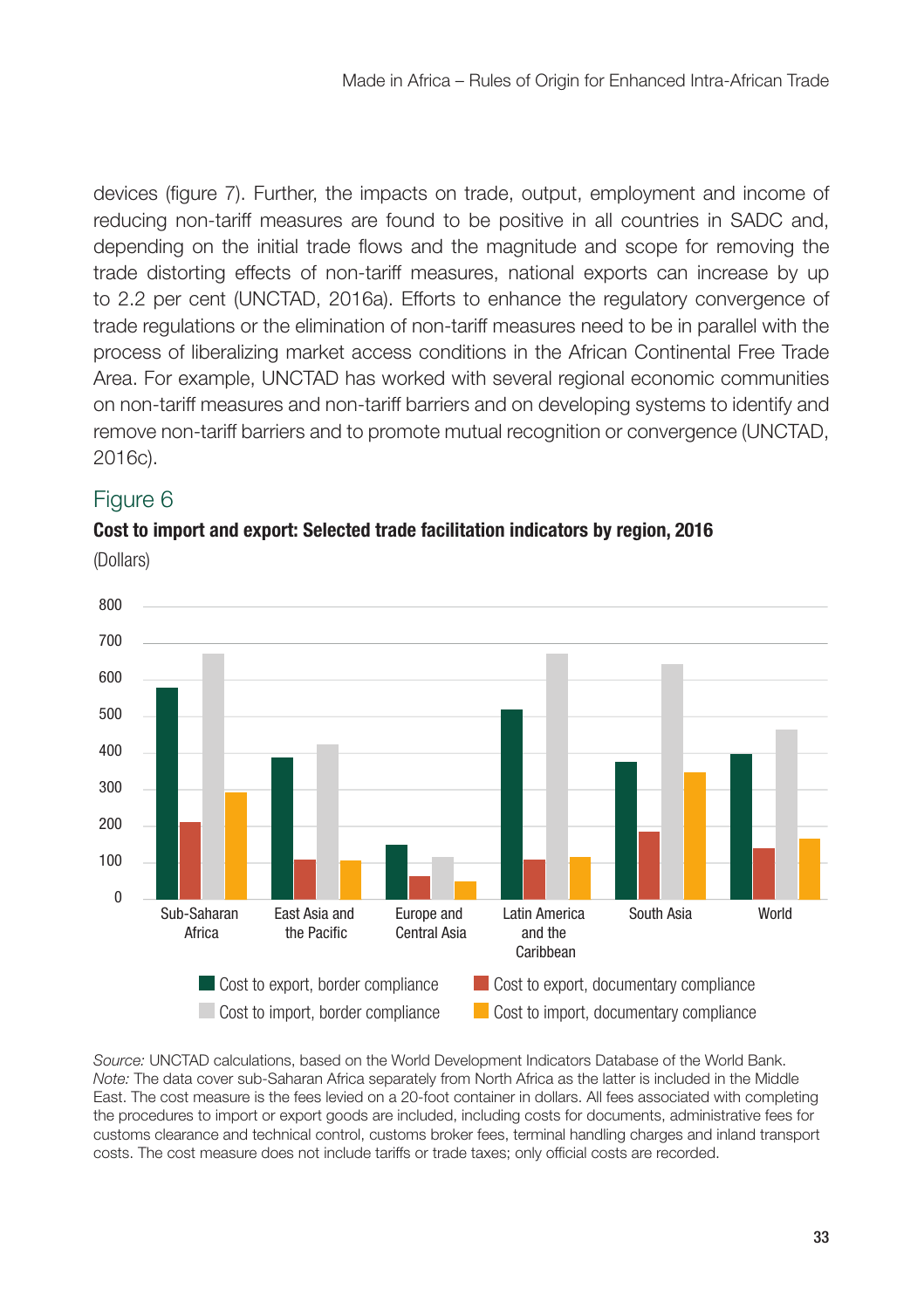devices (figure 7). Further, the impacts on trade, output, employment and income of reducing non-tariff measures are found to be positive in all countries in SADC and, depending on the initial trade flows and the magnitude and scope for removing the trade distorting effects of non-tariff measures, national exports can increase by up to 2.2 per cent (UNCTAD, 2016a). Efforts to enhance the regulatory convergence of trade regulations or the elimination of non-tariff measures need to be in parallel with the process of liberalizing market access conditions in the African Continental Free Trade Area. For example, UNCTAD has worked with several regional economic communities on non-tariff measures and non-tariff barriers and on developing systems to identify and remove non-tariff barriers and to promote mutual recognition or convergence (UNCTAD, 2016c).

## Figure 6

**Cost to import and export: Selected trade facilitation indicators by region, 2016**

(Dollars)

*Source:* UNCTAD calculations, based on the World Development Indicators Database of the World Bank.
*Note:* The data cover sub-Saharan Africa separately from North Africa as the latter is included in the Middle East. The cost measure is the fees levied on a 20-foot container in dollars. All fees associated with completing the procedures to import or export goods are included, including costs for documents, administrative fees for customs clearance and technical control, customs broker fees, terminal handling charges and inland transport costs. The cost measure does not include tariffs or trade taxes; only official costs are recorded.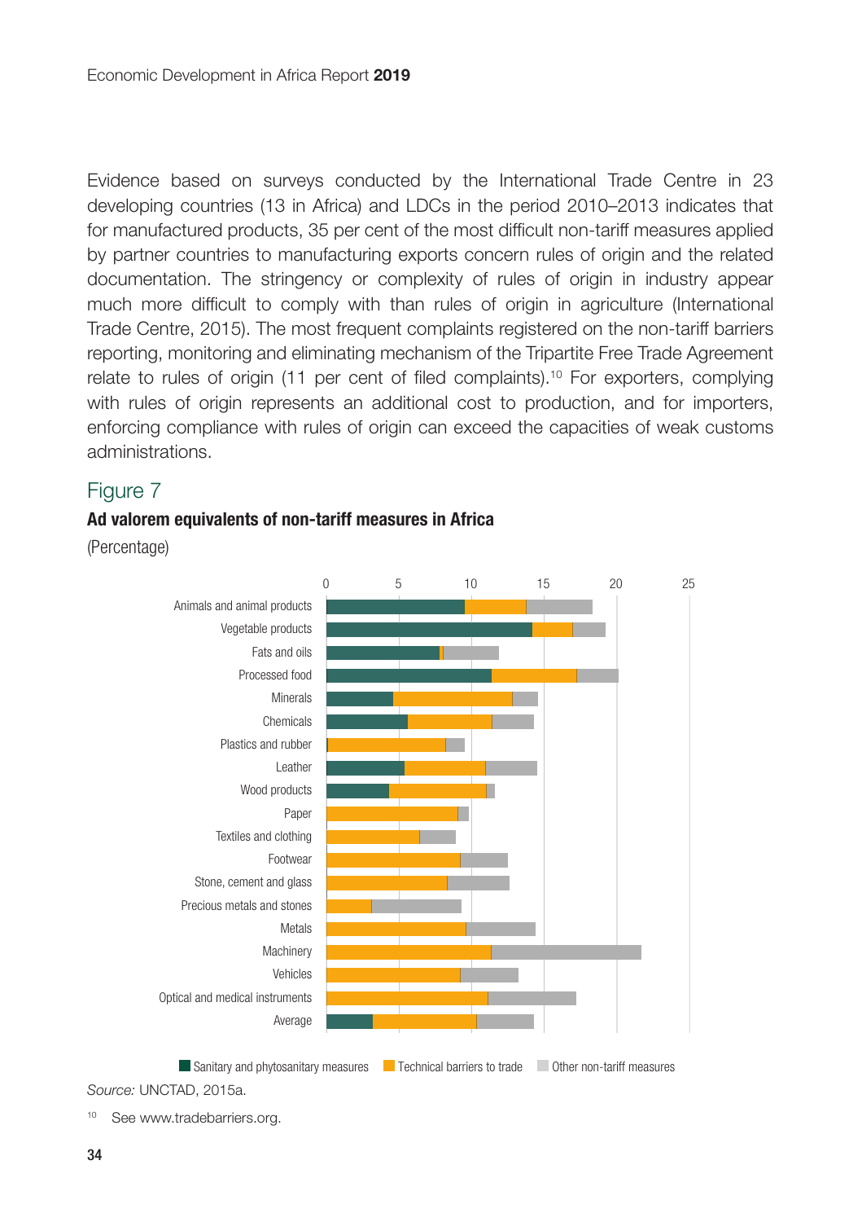Evidence based on surveys conducted by the International Trade Centre in 23 developing countries (13 in Africa) and LDCs in the period 2010–2013 indicates that for manufactured products, 35 per cent of the most difficult non-tariff measures applied by partner countries to manufacturing exports concern rules of origin and the related documentation. The stringency or complexity of rules of origin in industry appear much more difficult to comply with than rules of origin in agriculture (International Trade Centre, 2015). The most frequent complaints registered on the non-tariff barriers reporting, monitoring and eliminating mechanism of the Tripartite Free Trade Agreement relate to rules of origin (11 per cent of filed complaints).[10] For exporters, complying with rules of origin represents an additional cost to production, and for importers, enforcing compliance with rules of origin can exceed the capacities of weak customs administrations.

## Figure 7

**Ad valorem equivalents of non-tariff measures in Africa**

(Percentage)

Source: UNCTAD, 2015a.

[10] See www.tradebarriers.org.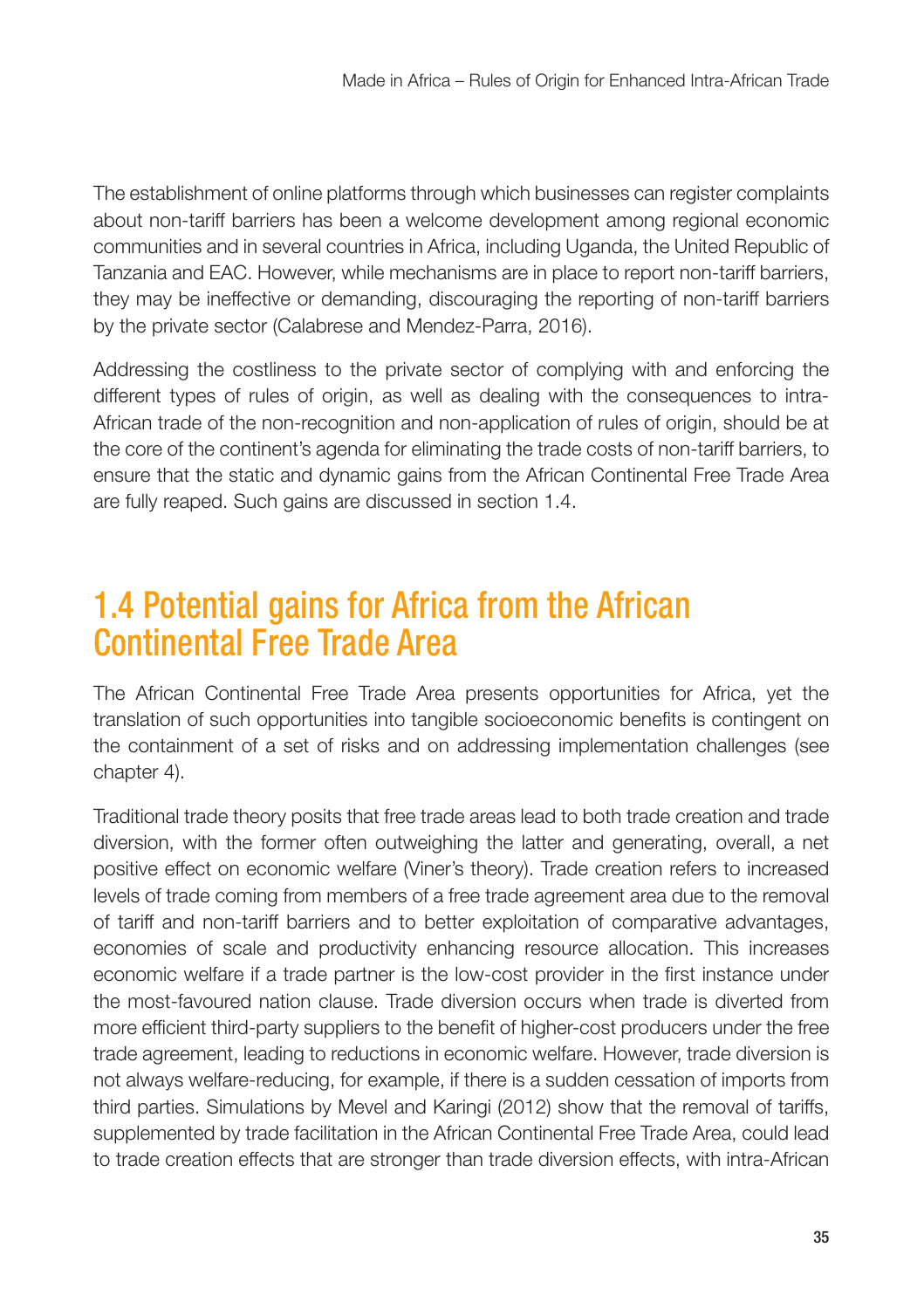The establishment of online platforms through which businesses can register complaints about non-tariff barriers has been a welcome development among regional economic communities and in several countries in Africa, including Uganda, the United Republic of Tanzania and EAC. However, while mechanisms are in place to report non-tariff barriers, they may be ineffective or demanding, discouraging the reporting of non-tariff barriers by the private sector (Calabrese and Mendez-Parra, 2016).

Addressing the costliness to the private sector of complying with and enforcing the different types of rules of origin, as well as dealing with the consequences to intra-African trade of the non-recognition and non-application of rules of origin, should be at the core of the continent's agenda for eliminating the trade costs of non-tariff barriers, to ensure that the static and dynamic gains from the African Continental Free Trade Area are fully reaped. Such gains are discussed in section 1.4.

## 1.4 Potential gains for Africa from the African Continental Free Trade Area

The African Continental Free Trade Area presents opportunities for Africa, yet the translation of such opportunities into tangible socioeconomic benefits is contingent on the containment of a set of risks and on addressing implementation challenges (see chapter 4).

Traditional trade theory posits that free trade areas lead to both trade creation and trade diversion, with the former often outweighing the latter and generating, overall, a net positive effect on economic welfare (Viner's theory). Trade creation refers to increased levels of trade coming from members of a free trade agreement area due to the removal of tariff and non-tariff barriers and to better exploitation of comparative advantages, economies of scale and productivity enhancing resource allocation. This increases economic welfare if a trade partner is the low-cost provider in the first instance under the most-favoured nation clause. Trade diversion occurs when trade is diverted from more efficient third-party suppliers to the benefit of higher-cost producers under the free trade agreement, leading to reductions in economic welfare. However, trade diversion is not always welfare-reducing, for example, if there is a sudden cessation of imports from third parties. Simulations by Mevel and Karingi (2012) show that the removal of tariffs, supplemented by trade facilitation in the African Continental Free Trade Area, could lead to trade creation effects that are stronger than trade diversion effects, with intra-African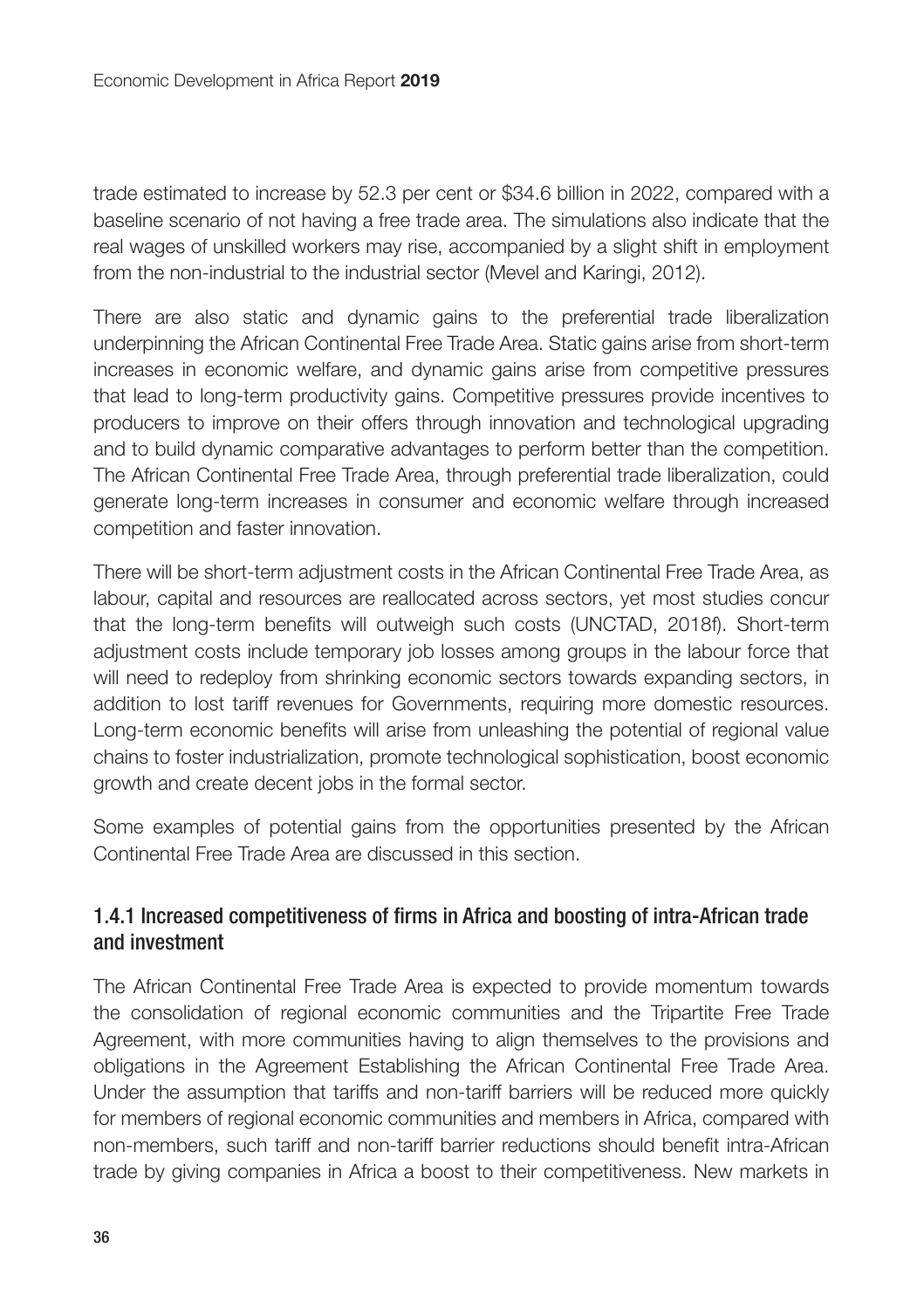trade estimated to increase by 52.3 per cent or $34.6 billion in 2022, compared with a baseline scenario of not having a free trade area. The simulations also indicate that the real wages of unskilled workers may rise, accompanied by a slight shift in employment from the non-industrial to the industrial sector (Mevel and Karingi, 2012).

There are also static and dynamic gains to the preferential trade liberalization underpinning the African Continental Free Trade Area. Static gains arise from short-term increases in economic welfare, and dynamic gains arise from competitive pressures that lead to long-term productivity gains. Competitive pressures provide incentives to producers to improve on their offers through innovation and technological upgrading and to build dynamic comparative advantages to perform better than the competition. The African Continental Free Trade Area, through preferential trade liberalization, could generate long-term increases in consumer and economic welfare through increased competition and faster innovation.

There will be short-term adjustment costs in the African Continental Free Trade Area, as labour, capital and resources are reallocated across sectors, yet most studies concur that the long-term benefits will outweigh such costs (UNCTAD, 2018f). Short-term adjustment costs include temporary job losses among groups in the labour force that will need to redeploy from shrinking economic sectors towards expanding sectors, in addition to lost tariff revenues for Governments, requiring more domestic resources. Long-term economic benefits will arise from unleashing the potential of regional value chains to foster industrialization, promote technological sophistication, boost economic growth and create decent jobs in the formal sector.

Some examples of potential gains from the opportunities presented by the African Continental Free Trade Area are discussed in this section.

### 1.4.1 Increased competitiveness of firms in Africa and boosting of intra-African trade and investment

The African Continental Free Trade Area is expected to provide momentum towards the consolidation of regional economic communities and the Tripartite Free Trade Agreement, with more communities having to align themselves to the provisions and obligations in the Agreement Establishing the African Continental Free Trade Area. Under the assumption that tariffs and non-tariff barriers will be reduced more quickly for members of regional economic communities and members in Africa, compared with non-members, such tariff and non-tariff barrier reductions should benefit intra-African trade by giving companies in Africa a boost to their competitiveness. New markets in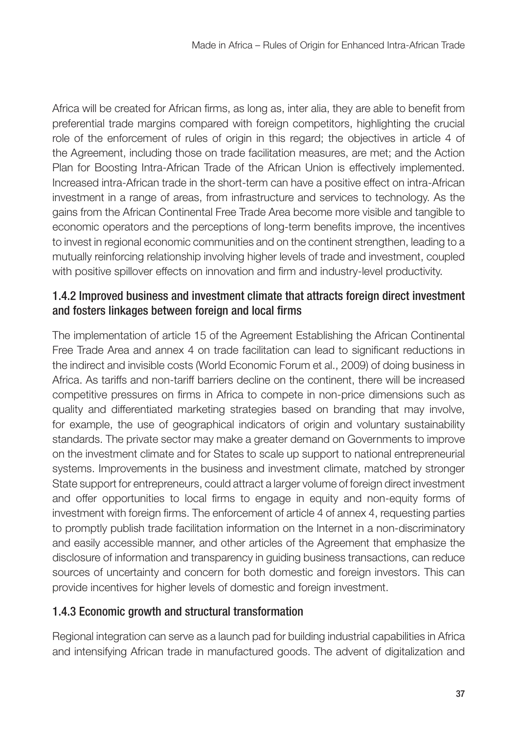Africa will be created for African firms, as long as, inter alia, they are able to benefit from preferential trade margins compared with foreign competitors, highlighting the crucial role of the enforcement of rules of origin in this regard; the objectives in article 4 of the Agreement, including those on trade facilitation measures, are met; and the Action Plan for Boosting Intra-African Trade of the African Union is effectively implemented. Increased intra-African trade in the short-term can have a positive effect on intra-African investment in a range of areas, from infrastructure and services to technology. As the gains from the African Continental Free Trade Area become more visible and tangible to economic operators and the perceptions of long-term benefits improve, the incentives to invest in regional economic communities and on the continent strengthen, leading to a mutually reinforcing relationship involving higher levels of trade and investment, coupled with positive spillover effects on innovation and firm and industry-level productivity.

### 1.4.2 Improved business and investment climate that attracts foreign direct investment and fosters linkages between foreign and local firms

The implementation of article 15 of the Agreement Establishing the African Continental Free Trade Area and annex 4 on trade facilitation can lead to significant reductions in the indirect and invisible costs (World Economic Forum et al., 2009) of doing business in Africa. As tariffs and non-tariff barriers decline on the continent, there will be increased competitive pressures on firms in Africa to compete in non-price dimensions such as quality and differentiated marketing strategies based on branding that may involve, for example, the use of geographical indicators of origin and voluntary sustainability standards. The private sector may make a greater demand on Governments to improve on the investment climate and for States to scale up support to national entrepreneurial systems. Improvements in the business and investment climate, matched by stronger State support for entrepreneurs, could attract a larger volume of foreign direct investment and offer opportunities to local firms to engage in equity and non-equity forms of investment with foreign firms. The enforcement of article 4 of annex 4, requesting parties to promptly publish trade facilitation information on the Internet in a non-discriminatory and easily accessible manner, and other articles of the Agreement that emphasize the disclosure of information and transparency in guiding business transactions, can reduce sources of uncertainty and concern for both domestic and foreign investors. This can provide incentives for higher levels of domestic and foreign investment.

### 1.4.3 Economic growth and structural transformation

Regional integration can serve as a launch pad for building industrial capabilities in Africa and intensifying African trade in manufactured goods. The advent of digitalization and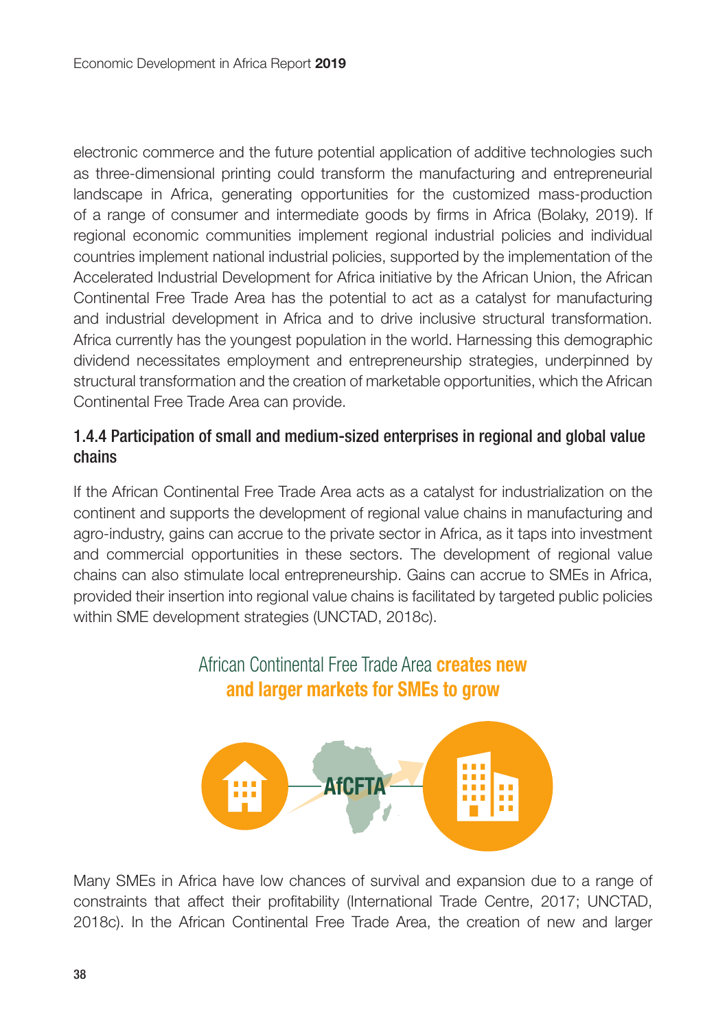electronic commerce and the future potential application of additive technologies such as three-dimensional printing could transform the manufacturing and entrepreneurial landscape in Africa, generating opportunities for the customized mass-production of a range of consumer and intermediate goods by firms in Africa (Bolaky, 2019). If regional economic communities implement regional industrial policies and individual countries implement national industrial policies, supported by the implementation of the Accelerated Industrial Development for Africa initiative by the African Union, the African Continental Free Trade Area has the potential to act as a catalyst for manufacturing and industrial development in Africa and to drive inclusive structural transformation. Africa currently has the youngest population in the world. Harnessing this demographic dividend necessitates employment and entrepreneurship strategies, underpinned by structural transformation and the creation of marketable opportunities, which the African Continental Free Trade Area can provide.

### 1.4.4 Participation of small and medium-sized enterprises in regional and global value chains

If the African Continental Free Trade Area acts as a catalyst for industrialization on the continent and supports the development of regional value chains in manufacturing and agro-industry, gains can accrue to the private sector in Africa, as it taps into investment and commercial opportunities in these sectors. The development of regional value chains can also stimulate local entrepreneurship. Gains can accrue to SMEs in Africa, provided their insertion into regional value chains is facilitated by targeted public policies within SME development strategies (UNCTAD, 2018c).

African Continental Free Trade Area **creates new and larger markets for SMEs to grow**

AfCFTA

Many SMEs in Africa have low chances of survival and expansion due to a range of constraints that affect their profitability (International Trade Centre, 2017; UNCTAD, 2018c). In the African Continental Free Trade Area, the creation of new and larger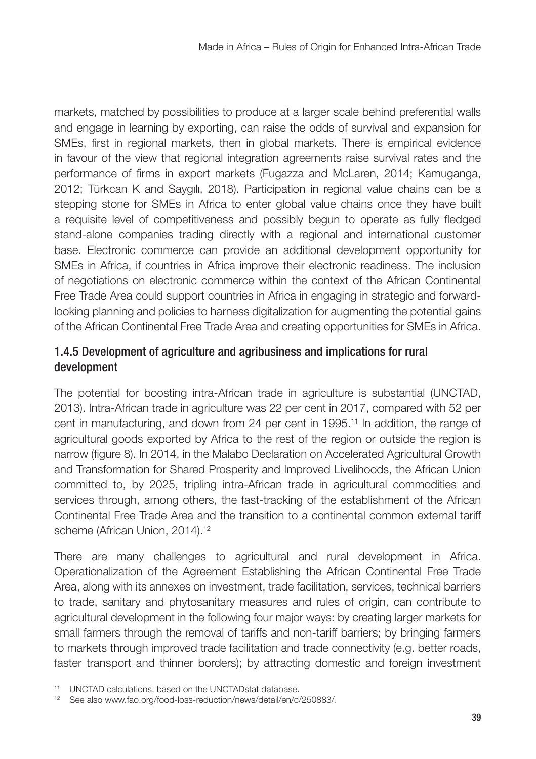markets, matched by possibilities to produce at a larger scale behind preferential walls and engage in learning by exporting, can raise the odds of survival and expansion for SMEs, first in regional markets, then in global markets. There is empirical evidence in favour of the view that regional integration agreements raise survival rates and the performance of firms in export markets (Fugazza and McLaren, 2014; Kamuganga, 2012; Türkcan K and Saygılı, 2018). Participation in regional value chains can be a stepping stone for SMEs in Africa to enter global value chains once they have built a requisite level of competitiveness and possibly begun to operate as fully fledged stand-alone companies trading directly with a regional and international customer base. Electronic commerce can provide an additional development opportunity for SMEs in Africa, if countries in Africa improve their electronic readiness. The inclusion of negotiations on electronic commerce within the context of the African Continental Free Trade Area could support countries in Africa in engaging in strategic and forward-looking planning and policies to harness digitalization for augmenting the potential gains of the African Continental Free Trade Area and creating opportunities for SMEs in Africa.

### 1.4.5 Development of agriculture and agribusiness and implications for rural development

The potential for boosting intra-African trade in agriculture is substantial (UNCTAD, 2013). Intra-African trade in agriculture was 22 per cent in 2017, compared with 52 per cent in manufacturing, and down from 24 per cent in 1995.[11] In addition, the range of agricultural goods exported by Africa to the rest of the region or outside the region is narrow (figure 8). In 2014, in the Malabo Declaration on Accelerated Agricultural Growth and Transformation for Shared Prosperity and Improved Livelihoods, the African Union committed to, by 2025, tripling intra-African trade in agricultural commodities and services through, among others, the fast-tracking of the establishment of the African Continental Free Trade Area and the transition to a continental common external tariff scheme (African Union, 2014).[12]

There are many challenges to agricultural and rural development in Africa. Operationalization of the Agreement Establishing the African Continental Free Trade Area, along with its annexes on investment, trade facilitation, services, technical barriers to trade, sanitary and phytosanitary measures and rules of origin, can contribute to agricultural development in the following four major ways: by creating larger markets for small farmers through the removal of tariffs and non-tariff barriers; by bringing farmers to markets through improved trade facilitation and trade connectivity (e.g. better roads, faster transport and thinner borders); by attracting domestic and foreign investment

[11] UNCTAD calculations, based on the UNCTADstat database.

[12] See also www.fao.org/food-loss-reduction/news/detail/en/c/250883/.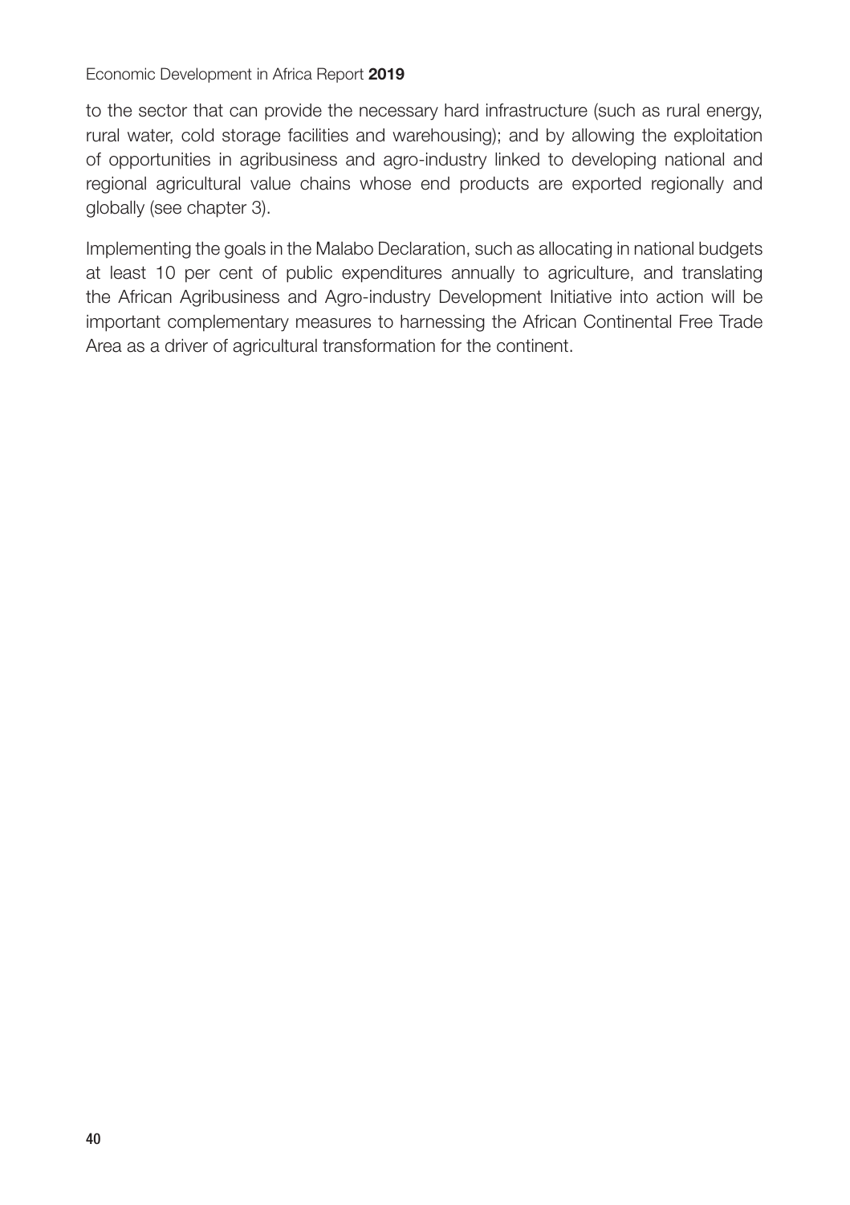to the sector that can provide the necessary hard infrastructure (such as rural energy, rural water, cold storage facilities and warehousing); and by allowing the exploitation of opportunities in agribusiness and agro-industry linked to developing national and regional agricultural value chains whose end products are exported regionally and globally (see chapter 3).

Implementing the goals in the Malabo Declaration, such as allocating in national budgets at least 10 per cent of public expenditures annually to agriculture, and translating the African Agribusiness and Agro-industry Development Initiative into action will be important complementary measures to harnessing the African Continental Free Trade Area as a driver of agricultural transformation for the continent.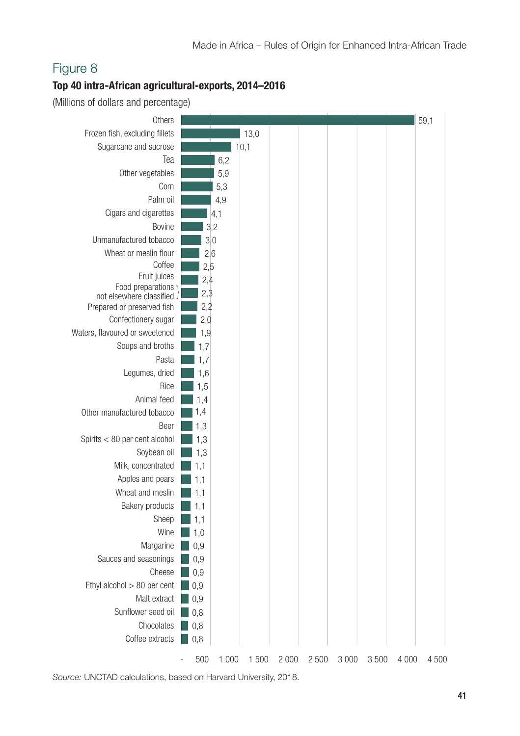## Figure 8

**Top 40 intra-African agricultural-exports, 2014–2016**

(Millions of dollars and percentage)

| Product | Percentage |
|---|---|
| Others | 59,1 |
| Frozen fish, excluding fillets | 13,0 |
| Sugarcane and sucrose | 10,1 |
| Tea | 6,2 |
| Other vegetables | 5,9 |
| Corn | 5,3 |
| Palm oil | 4,9 |
| Cigars and cigarettes | 4,1 |
| Bovine | 3,2 |
| Unmanufactured tobacco | 3,0 |
| Wheat or meslin flour | 2,6 |
| Coffee | 2,5 |
| Fruit juices | 2,4 |
| Food preparations not elsewhere classified | 2,3 |
| Prepared or preserved fish | 2,2 |
| Confectionery sugar | 2,0 |
| Waters, flavoured or sweetened | 1,9 |
| Soups and broths | 1,7 |
| Pasta | 1,7 |
| Legumes, dried | 1,6 |
| Rice | 1,5 |
| Animal feed | 1,4 |
| Other manufactured tobacco | 1,4 |
| Beer | 1,3 |
| Spirits < 80 per cent alcohol | 1,3 |
| Soybean oil | 1,3 |
| Milk, concentrated | 1,1 |
| Apples and pears | 1,1 |
| Wheat and meslin | 1,1 |
| Bakery products | 1,1 |
| Sheep | 1,1 |
| Wine | 1,0 |
| Margarine | 0,9 |
| Sauces and seasonings | 0,9 |
| Cheese | 0,9 |
| Ethyl alcohol > 80 per cent | 0,9 |
| Malt extract | 0,9 |
| Sunflower seed oil | 0,8 |
| Chocolates | 0,8 |
| Coffee extracts | 0,8 |

Horizontal axis: - 500 1 000 1 500 2 000 2 500 3 000 3 500 4 000 4 500

*Source:* UNCTAD calculations, based on Harvard University, 2018.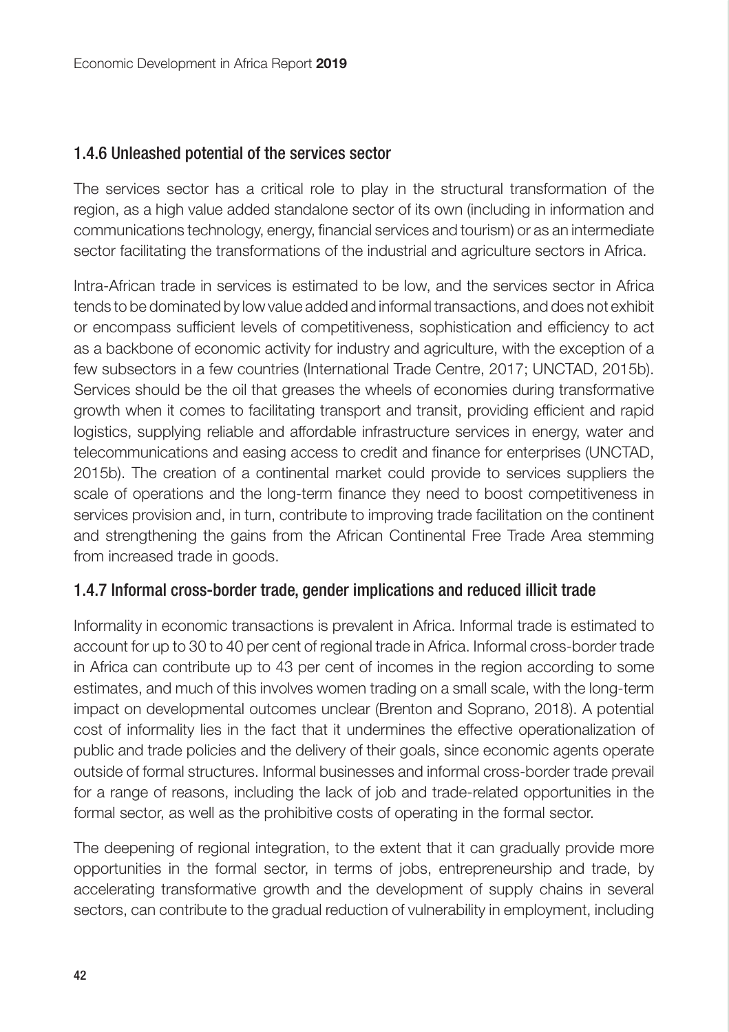### 1.4.6 Unleashed potential of the services sector

The services sector has a critical role to play in the structural transformation of the region, as a high value added standalone sector of its own (including in information and communications technology, energy, financial services and tourism) or as an intermediate sector facilitating the transformations of the industrial and agriculture sectors in Africa.

Intra-African trade in services is estimated to be low, and the services sector in Africa tends to be dominated by low value added and informal transactions, and does not exhibit or encompass sufficient levels of competitiveness, sophistication and efficiency to act as a backbone of economic activity for industry and agriculture, with the exception of a few subsectors in a few countries (International Trade Centre, 2017; UNCTAD, 2015b). Services should be the oil that greases the wheels of economies during transformative growth when it comes to facilitating transport and transit, providing efficient and rapid logistics, supplying reliable and affordable infrastructure services in energy, water and telecommunications and easing access to credit and finance for enterprises (UNCTAD, 2015b). The creation of a continental market could provide to services suppliers the scale of operations and the long-term finance they need to boost competitiveness in services provision and, in turn, contribute to improving trade facilitation on the continent and strengthening the gains from the African Continental Free Trade Area stemming from increased trade in goods.

### 1.4.7 Informal cross-border trade, gender implications and reduced illicit trade

Informality in economic transactions is prevalent in Africa. Informal trade is estimated to account for up to 30 to 40 per cent of regional trade in Africa. Informal cross-border trade in Africa can contribute up to 43 per cent of incomes in the region according to some estimates, and much of this involves women trading on a small scale, with the long-term impact on developmental outcomes unclear (Brenton and Soprano, 2018). A potential cost of informality lies in the fact that it undermines the effective operationalization of public and trade policies and the delivery of their goals, since economic agents operate outside of formal structures. Informal businesses and informal cross-border trade prevail for a range of reasons, including the lack of job and trade-related opportunities in the formal sector, as well as the prohibitive costs of operating in the formal sector.

The deepening of regional integration, to the extent that it can gradually provide more opportunities in the formal sector, in terms of jobs, entrepreneurship and trade, by accelerating transformative growth and the development of supply chains in several sectors, can contribute to the gradual reduction of vulnerability in employment, including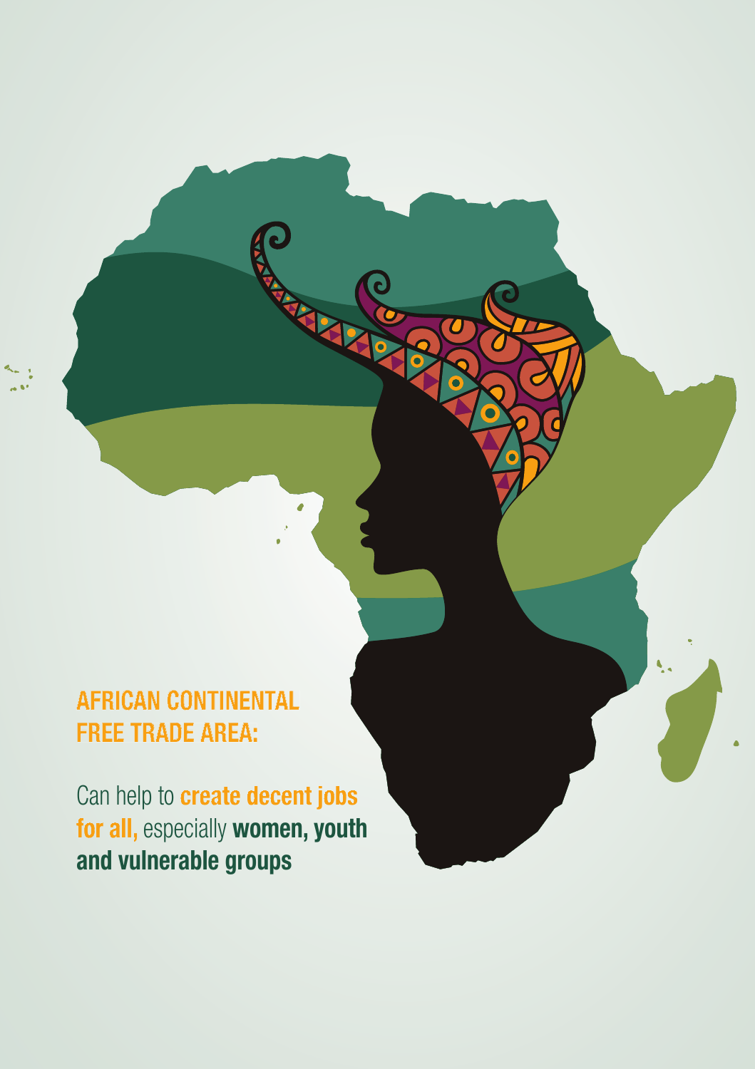## AFRICAN CONTINENTAL FREE TRADE AREA:

Can help to **create decent jobs for all,** especially **women, youth and vulnerable groups**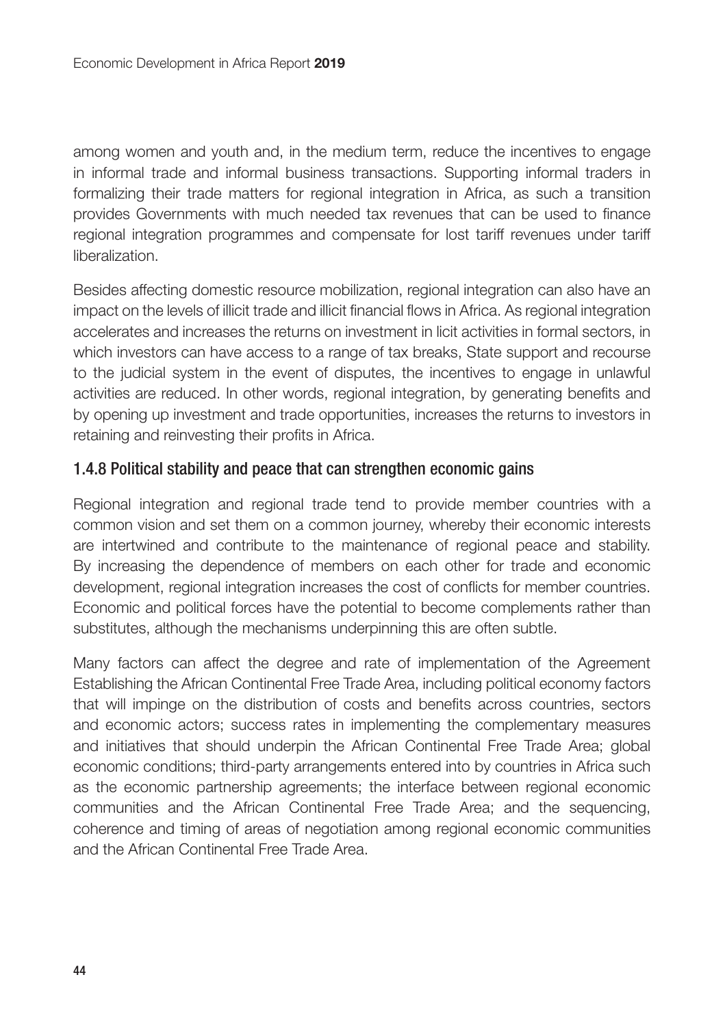among women and youth and, in the medium term, reduce the incentives to engage in informal trade and informal business transactions. Supporting informal traders in formalizing their trade matters for regional integration in Africa, as such a transition provides Governments with much needed tax revenues that can be used to finance regional integration programmes and compensate for lost tariff revenues under tariff liberalization.

Besides affecting domestic resource mobilization, regional integration can also have an impact on the levels of illicit trade and illicit financial flows in Africa. As regional integration accelerates and increases the returns on investment in licit activities in formal sectors, in which investors can have access to a range of tax breaks, State support and recourse to the judicial system in the event of disputes, the incentives to engage in unlawful activities are reduced. In other words, regional integration, by generating benefits and by opening up investment and trade opportunities, increases the returns to investors in retaining and reinvesting their profits in Africa.

### 1.4.8 Political stability and peace that can strengthen economic gains

Regional integration and regional trade tend to provide member countries with a common vision and set them on a common journey, whereby their economic interests are intertwined and contribute to the maintenance of regional peace and stability. By increasing the dependence of members on each other for trade and economic development, regional integration increases the cost of conflicts for member countries. Economic and political forces have the potential to become complements rather than substitutes, although the mechanisms underpinning this are often subtle.

Many factors can affect the degree and rate of implementation of the Agreement Establishing the African Continental Free Trade Area, including political economy factors that will impinge on the distribution of costs and benefits across countries, sectors and economic actors; success rates in implementing the complementary measures and initiatives that should underpin the African Continental Free Trade Area; global economic conditions; third-party arrangements entered into by countries in Africa such as the economic partnership agreements; the interface between regional economic communities and the African Continental Free Trade Area; and the sequencing, coherence and timing of areas of negotiation among regional economic communities and the African Continental Free Trade Area.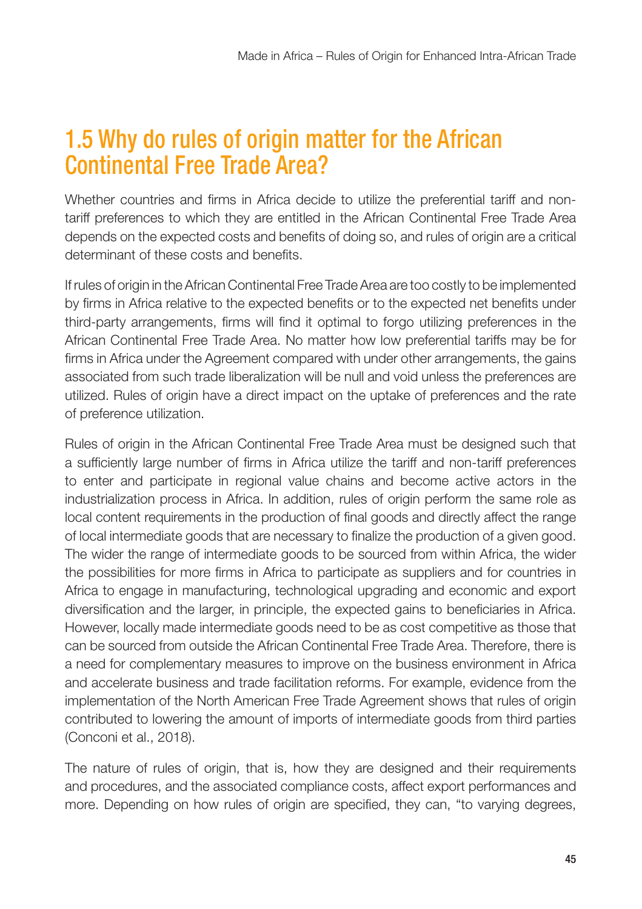## 1.5 Why do rules of origin matter for the African Continental Free Trade Area?

Whether countries and firms in Africa decide to utilize the preferential tariff and non-tariff preferences to which they are entitled in the African Continental Free Trade Area depends on the expected costs and benefits of doing so, and rules of origin are a critical determinant of these costs and benefits.

If rules of origin in the African Continental Free Trade Area are too costly to be implemented by firms in Africa relative to the expected benefits or to the expected net benefits under third-party arrangements, firms will find it optimal to forgo utilizing preferences in the African Continental Free Trade Area. No matter how low preferential tariffs may be for firms in Africa under the Agreement compared with under other arrangements, the gains associated from such trade liberalization will be null and void unless the preferences are utilized. Rules of origin have a direct impact on the uptake of preferences and the rate of preference utilization.

Rules of origin in the African Continental Free Trade Area must be designed such that a sufficiently large number of firms in Africa utilize the tariff and non-tariff preferences to enter and participate in regional value chains and become active actors in the industrialization process in Africa. In addition, rules of origin perform the same role as local content requirements in the production of final goods and directly affect the range of local intermediate goods that are necessary to finalize the production of a given good. The wider the range of intermediate goods to be sourced from within Africa, the wider the possibilities for more firms in Africa to participate as suppliers and for countries in Africa to engage in manufacturing, technological upgrading and economic and export diversification and the larger, in principle, the expected gains to beneficiaries in Africa. However, locally made intermediate goods need to be as cost competitive as those that can be sourced from outside the African Continental Free Trade Area. Therefore, there is a need for complementary measures to improve on the business environment in Africa and accelerate business and trade facilitation reforms. For example, evidence from the implementation of the North American Free Trade Agreement shows that rules of origin contributed to lowering the amount of imports of intermediate goods from third parties (Conconi et al., 2018).

The nature of rules of origin, that is, how they are designed and their requirements and procedures, and the associated compliance costs, affect export performances and more. Depending on how rules of origin are specified, they can, "to varying degrees,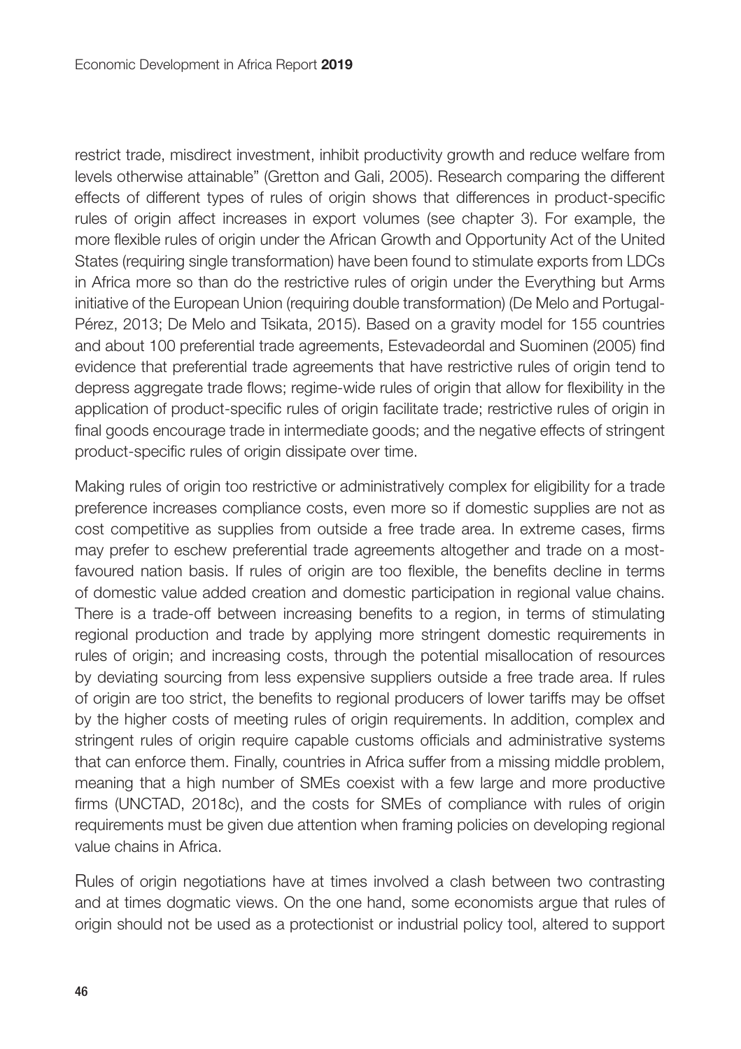restrict trade, misdirect investment, inhibit productivity growth and reduce welfare from levels otherwise attainable" (Gretton and Gali, 2005). Research comparing the different effects of different types of rules of origin shows that differences in product-specific rules of origin affect increases in export volumes (see chapter 3). For example, the more flexible rules of origin under the African Growth and Opportunity Act of the United States (requiring single transformation) have been found to stimulate exports from LDCs in Africa more so than do the restrictive rules of origin under the Everything but Arms initiative of the European Union (requiring double transformation) (De Melo and Portugal-Pérez, 2013; De Melo and Tsikata, 2015). Based on a gravity model for 155 countries and about 100 preferential trade agreements, Estevadeordal and Suominen (2005) find evidence that preferential trade agreements that have restrictive rules of origin tend to depress aggregate trade flows; regime-wide rules of origin that allow for flexibility in the application of product-specific rules of origin facilitate trade; restrictive rules of origin in final goods encourage trade in intermediate goods; and the negative effects of stringent product-specific rules of origin dissipate over time.

Making rules of origin too restrictive or administratively complex for eligibility for a trade preference increases compliance costs, even more so if domestic supplies are not as cost competitive as supplies from outside a free trade area. In extreme cases, firms may prefer to eschew preferential trade agreements altogether and trade on a most-favoured nation basis. If rules of origin are too flexible, the benefits decline in terms of domestic value added creation and domestic participation in regional value chains. There is a trade-off between increasing benefits to a region, in terms of stimulating regional production and trade by applying more stringent domestic requirements in rules of origin; and increasing costs, through the potential misallocation of resources by deviating sourcing from less expensive suppliers outside a free trade area. If rules of origin are too strict, the benefits to regional producers of lower tariffs may be offset by the higher costs of meeting rules of origin requirements. In addition, complex and stringent rules of origin require capable customs officials and administrative systems that can enforce them. Finally, countries in Africa suffer from a missing middle problem, meaning that a high number of SMEs coexist with a few large and more productive firms (UNCTAD, 2018c), and the costs for SMEs of compliance with rules of origin requirements must be given due attention when framing policies on developing regional value chains in Africa.

Rules of origin negotiations have at times involved a clash between two contrasting and at times dogmatic views. On the one hand, some economists argue that rules of origin should not be used as a protectionist or industrial policy tool, altered to support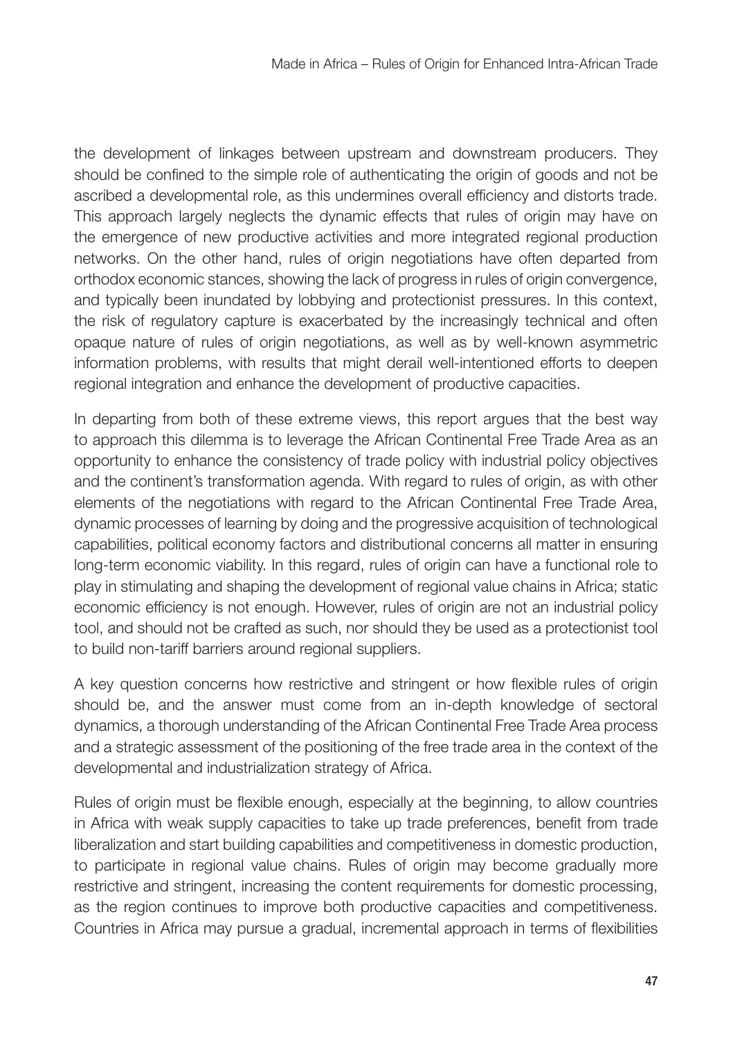the development of linkages between upstream and downstream producers. They should be confined to the simple role of authenticating the origin of goods and not be ascribed a developmental role, as this undermines overall efficiency and distorts trade. This approach largely neglects the dynamic effects that rules of origin may have on the emergence of new productive activities and more integrated regional production networks. On the other hand, rules of origin negotiations have often departed from orthodox economic stances, showing the lack of progress in rules of origin convergence, and typically been inundated by lobbying and protectionist pressures. In this context, the risk of regulatory capture is exacerbated by the increasingly technical and often opaque nature of rules of origin negotiations, as well as by well-known asymmetric information problems, with results that might derail well-intentioned efforts to deepen regional integration and enhance the development of productive capacities.

In departing from both of these extreme views, this report argues that the best way to approach this dilemma is to leverage the African Continental Free Trade Area as an opportunity to enhance the consistency of trade policy with industrial policy objectives and the continent's transformation agenda. With regard to rules of origin, as with other elements of the negotiations with regard to the African Continental Free Trade Area, dynamic processes of learning by doing and the progressive acquisition of technological capabilities, political economy factors and distributional concerns all matter in ensuring long-term economic viability. In this regard, rules of origin can have a functional role to play in stimulating and shaping the development of regional value chains in Africa; static economic efficiency is not enough. However, rules of origin are not an industrial policy tool, and should not be crafted as such, nor should they be used as a protectionist tool to build non-tariff barriers around regional suppliers.

A key question concerns how restrictive and stringent or how flexible rules of origin should be, and the answer must come from an in-depth knowledge of sectoral dynamics, a thorough understanding of the African Continental Free Trade Area process and a strategic assessment of the positioning of the free trade area in the context of the developmental and industrialization strategy of Africa.

Rules of origin must be flexible enough, especially at the beginning, to allow countries in Africa with weak supply capacities to take up trade preferences, benefit from trade liberalization and start building capabilities and competitiveness in domestic production, to participate in regional value chains. Rules of origin may become gradually more restrictive and stringent, increasing the content requirements for domestic processing, as the region continues to improve both productive capacities and competitiveness. Countries in Africa may pursue a gradual, incremental approach in terms of flexibilities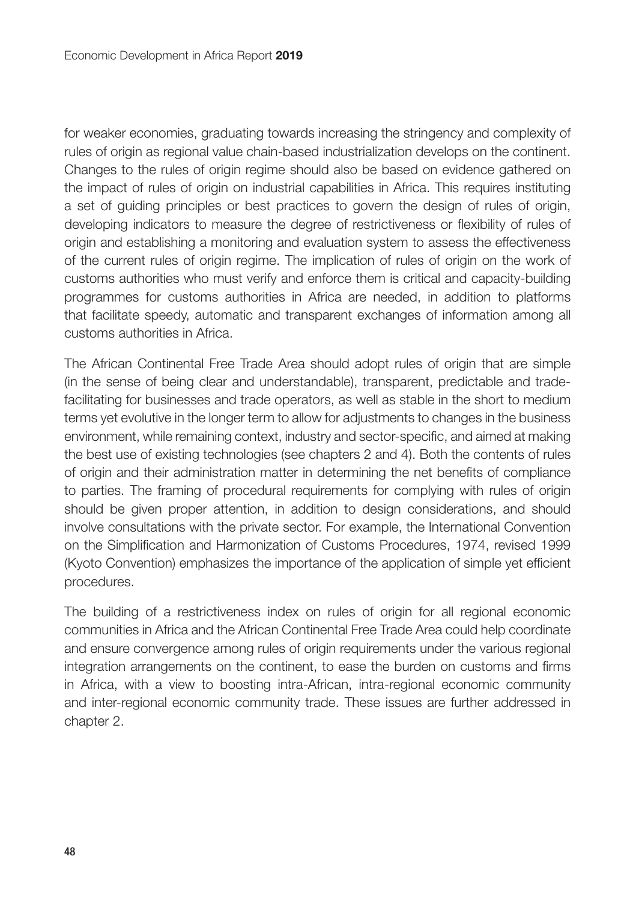for weaker economies, graduating towards increasing the stringency and complexity of rules of origin as regional value chain-based industrialization develops on the continent. Changes to the rules of origin regime should also be based on evidence gathered on the impact of rules of origin on industrial capabilities in Africa. This requires instituting a set of guiding principles or best practices to govern the design of rules of origin, developing indicators to measure the degree of restrictiveness or flexibility of rules of origin and establishing a monitoring and evaluation system to assess the effectiveness of the current rules of origin regime. The implication of rules of origin on the work of customs authorities who must verify and enforce them is critical and capacity-building programmes for customs authorities in Africa are needed, in addition to platforms that facilitate speedy, automatic and transparent exchanges of information among all customs authorities in Africa.

The African Continental Free Trade Area should adopt rules of origin that are simple (in the sense of being clear and understandable), transparent, predictable and trade-facilitating for businesses and trade operators, as well as stable in the short to medium terms yet evolutive in the longer term to allow for adjustments to changes in the business environment, while remaining context, industry and sector-specific, and aimed at making the best use of existing technologies (see chapters 2 and 4). Both the contents of rules of origin and their administration matter in determining the net benefits of compliance to parties. The framing of procedural requirements for complying with rules of origin should be given proper attention, in addition to design considerations, and should involve consultations with the private sector. For example, the International Convention on the Simplification and Harmonization of Customs Procedures, 1974, revised 1999 (Kyoto Convention) emphasizes the importance of the application of simple yet efficient procedures.

The building of a restrictiveness index on rules of origin for all regional economic communities in Africa and the African Continental Free Trade Area could help coordinate and ensure convergence among rules of origin requirements under the various regional integration arrangements on the continent, to ease the burden on customs and firms in Africa, with a view to boosting intra-African, intra-regional economic community and inter-regional economic community trade. These issues are further addressed in chapter 2.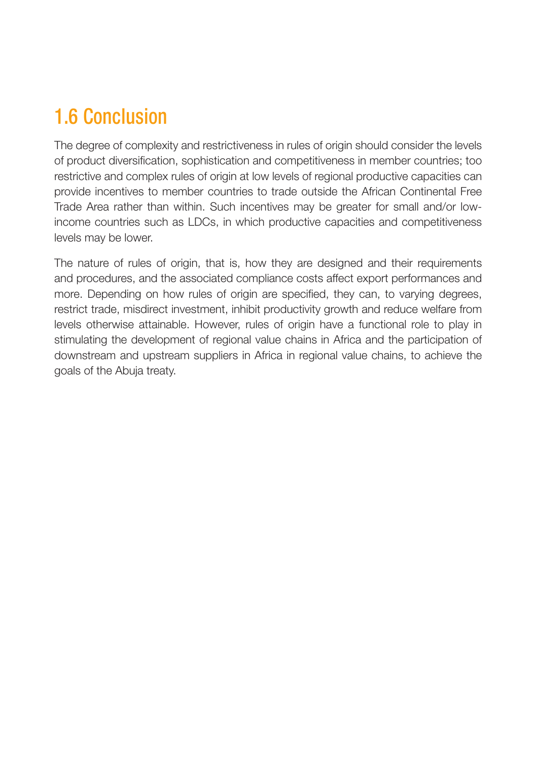## 1.6 Conclusion

The degree of complexity and restrictiveness in rules of origin should consider the levels of product diversification, sophistication and competitiveness in member countries; too restrictive and complex rules of origin at low levels of regional productive capacities can provide incentives to member countries to trade outside the African Continental Free Trade Area rather than within. Such incentives may be greater for small and/or low-income countries such as LDCs, in which productive capacities and competitiveness levels may be lower.

The nature of rules of origin, that is, how they are designed and their requirements and procedures, and the associated compliance costs affect export performances and more. Depending on how rules of origin are specified, they can, to varying degrees, restrict trade, misdirect investment, inhibit productivity growth and reduce welfare from levels otherwise attainable. However, rules of origin have a functional role to play in stimulating the development of regional value chains in Africa and the participation of downstream and upstream suppliers in Africa in regional value chains, to achieve the goals of the Abuja treaty.